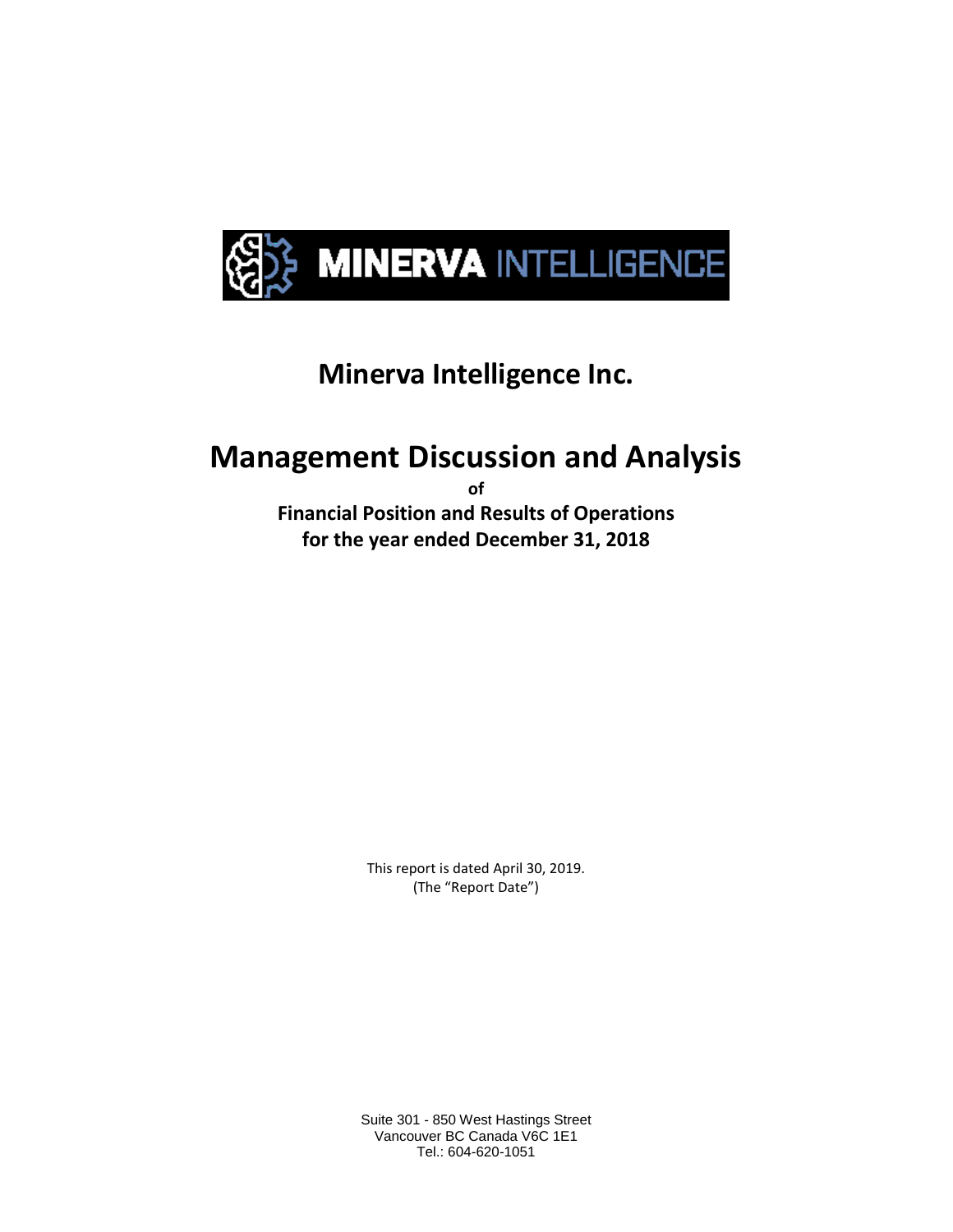MINERVA INTELLIGENCE

# Minerva Intelligence Inc.

# Management Discussion and Analysis

**of**

**Financial Position and Results of Operations**

**for the year ended December 31, 2018**

This report is dated April 30, 2019.
(The "Report Date")

Suite 301 - 850 West Hastings Street
Vancouver BC Canada V6C 1E1
Tel.: 604-620-1051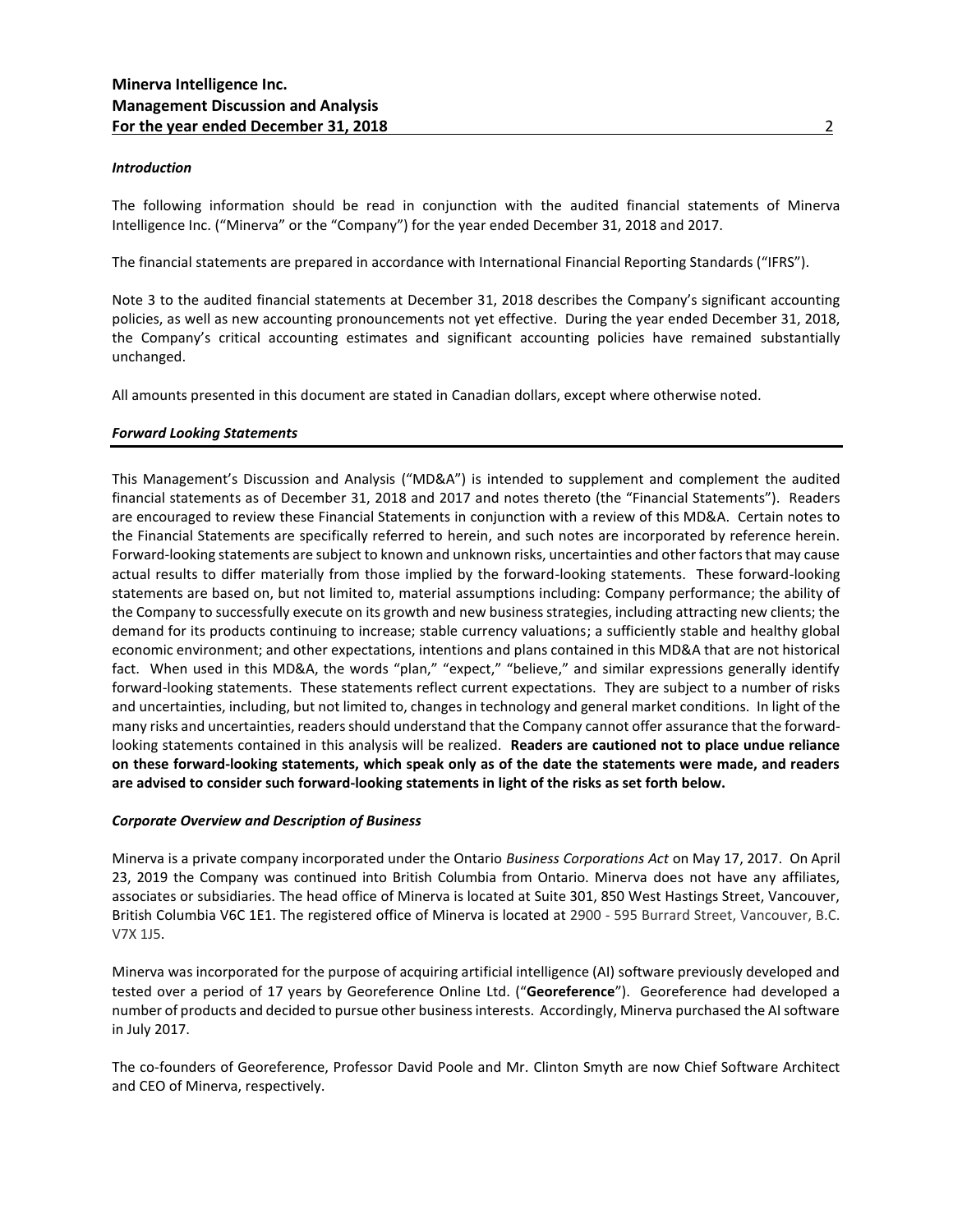### *Introduction*

The following information should be read in conjunction with the audited financial statements of Minerva Intelligence Inc. ("Minerva" or the "Company") for the year ended December 31, 2018 and 2017.

The financial statements are prepared in accordance with International Financial Reporting Standards ("IFRS").

Note 3 to the audited financial statements at December 31, 2018 describes the Company's significant accounting policies, as well as new accounting pronouncements not yet effective. During the year ended December 31, 2018, the Company's critical accounting estimates and significant accounting policies have remained substantially unchanged.

All amounts presented in this document are stated in Canadian dollars, except where otherwise noted.

### *Forward Looking Statements*

This Management's Discussion and Analysis ("MD&A") is intended to supplement and complement the audited financial statements as of December 31, 2018 and 2017 and notes thereto (the "Financial Statements"). Readers are encouraged to review these Financial Statements in conjunction with a review of this MD&A. Certain notes to the Financial Statements are specifically referred to herein, and such notes are incorporated by reference herein. Forward-looking statements are subject to known and unknown risks, uncertainties and other factors that may cause actual results to differ materially from those implied by the forward-looking statements. These forward-looking statements are based on, but not limited to, material assumptions including: Company performance; the ability of the Company to successfully execute on its growth and new business strategies, including attracting new clients; the demand for its products continuing to increase; stable currency valuations; a sufficiently stable and healthy global economic environment; and other expectations, intentions and plans contained in this MD&A that are not historical fact. When used in this MD&A, the words "plan," "expect," "believe," and similar expressions generally identify forward-looking statements. These statements reflect current expectations. They are subject to a number of risks and uncertainties, including, but not limited to, changes in technology and general market conditions. In light of the many risks and uncertainties, readers should understand that the Company cannot offer assurance that the forward-looking statements contained in this analysis will be realized. **Readers are cautioned not to place undue reliance on these forward-looking statements, which speak only as of the date the statements were made, and readers are advised to consider such forward-looking statements in light of the risks as set forth below.**

### *Corporate Overview and Description of Business*

Minerva is a private company incorporated under the Ontario *Business Corporations Act* on May 17, 2017. On April 23, 2019 the Company was continued into British Columbia from Ontario. Minerva does not have any affiliates, associates or subsidiaries. The head office of Minerva is located at Suite 301, 850 West Hastings Street, Vancouver, British Columbia V6C 1E1. The registered office of Minerva is located at 2900 - 595 Burrard Street, Vancouver, B.C. V7X 1J5.

Minerva was incorporated for the purpose of acquiring artificial intelligence (AI) software previously developed and tested over a period of 17 years by Georeference Online Ltd. ("**Georeference**"). Georeference had developed a number of products and decided to pursue other business interests. Accordingly, Minerva purchased the AI software in July 2017.

The co-founders of Georeference, Professor David Poole and Mr. Clinton Smyth are now Chief Software Architect and CEO of Minerva, respectively.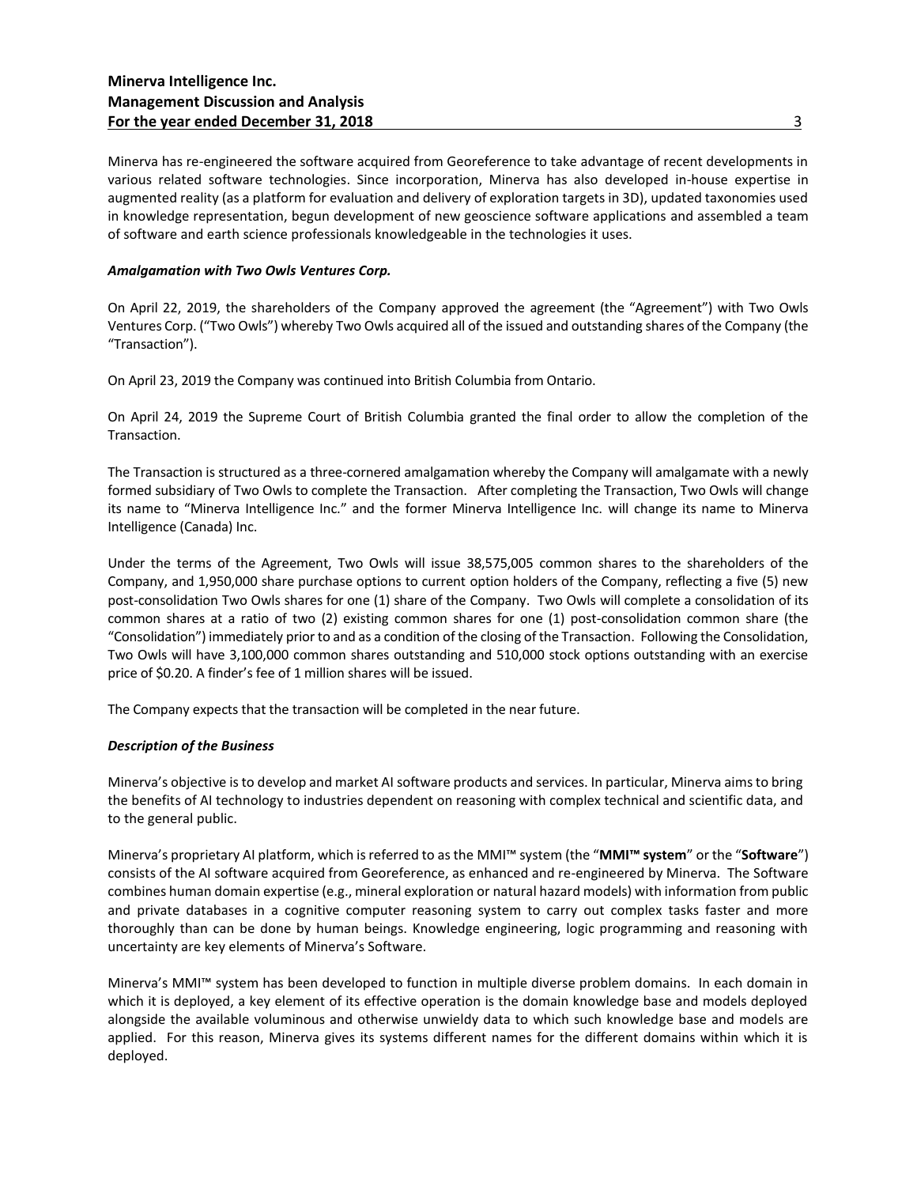Minerva has re-engineered the software acquired from Georeference to take advantage of recent developments in various related software technologies. Since incorporation, Minerva has also developed in-house expertise in augmented reality (as a platform for evaluation and delivery of exploration targets in 3D), updated taxonomies used in knowledge representation, begun development of new geoscience software applications and assembled a team of software and earth science professionals knowledgeable in the technologies it uses.

***Amalgamation with Two Owls Ventures Corp.***

On April 22, 2019, the shareholders of the Company approved the agreement (the "Agreement") with Two Owls Ventures Corp. ("Two Owls") whereby Two Owls acquired all of the issued and outstanding shares of the Company (the "Transaction").

On April 23, 2019 the Company was continued into British Columbia from Ontario.

On April 24, 2019 the Supreme Court of British Columbia granted the final order to allow the completion of the Transaction.

The Transaction is structured as a three-cornered amalgamation whereby the Company will amalgamate with a newly formed subsidiary of Two Owls to complete the Transaction. After completing the Transaction, Two Owls will change its name to "Minerva Intelligence Inc." and the former Minerva Intelligence Inc. will change its name to Minerva Intelligence (Canada) Inc.

Under the terms of the Agreement, Two Owls will issue 38,575,005 common shares to the shareholders of the Company, and 1,950,000 share purchase options to current option holders of the Company, reflecting a five (5) new post-consolidation Two Owls shares for one (1) share of the Company. Two Owls will complete a consolidation of its common shares at a ratio of two (2) existing common shares for one (1) post-consolidation common share (the "Consolidation") immediately prior to and as a condition of the closing of the Transaction. Following the Consolidation, Two Owls will have 3,100,000 common shares outstanding and 510,000 stock options outstanding with an exercise price of $0.20. A finder's fee of 1 million shares will be issued.

The Company expects that the transaction will be completed in the near future.

***Description of the Business***

Minerva's objective is to develop and market AI software products and services. In particular, Minerva aims to bring the benefits of AI technology to industries dependent on reasoning with complex technical and scientific data, and to the general public.

Minerva's proprietary AI platform, which is referred to as the MMI™ system (the "**MMI™ system**" or the "**Software**") consists of the AI software acquired from Georeference, as enhanced and re-engineered by Minerva. The Software combines human domain expertise (e.g., mineral exploration or natural hazard models) with information from public and private databases in a cognitive computer reasoning system to carry out complex tasks faster and more thoroughly than can be done by human beings. Knowledge engineering, logic programming and reasoning with uncertainty are key elements of Minerva's Software.

Minerva's MMI™ system has been developed to function in multiple diverse problem domains. In each domain in which it is deployed, a key element of its effective operation is the domain knowledge base and models deployed alongside the available voluminous and otherwise unwieldy data to which such knowledge base and models are applied. For this reason, Minerva gives its systems different names for the different domains within which it is deployed.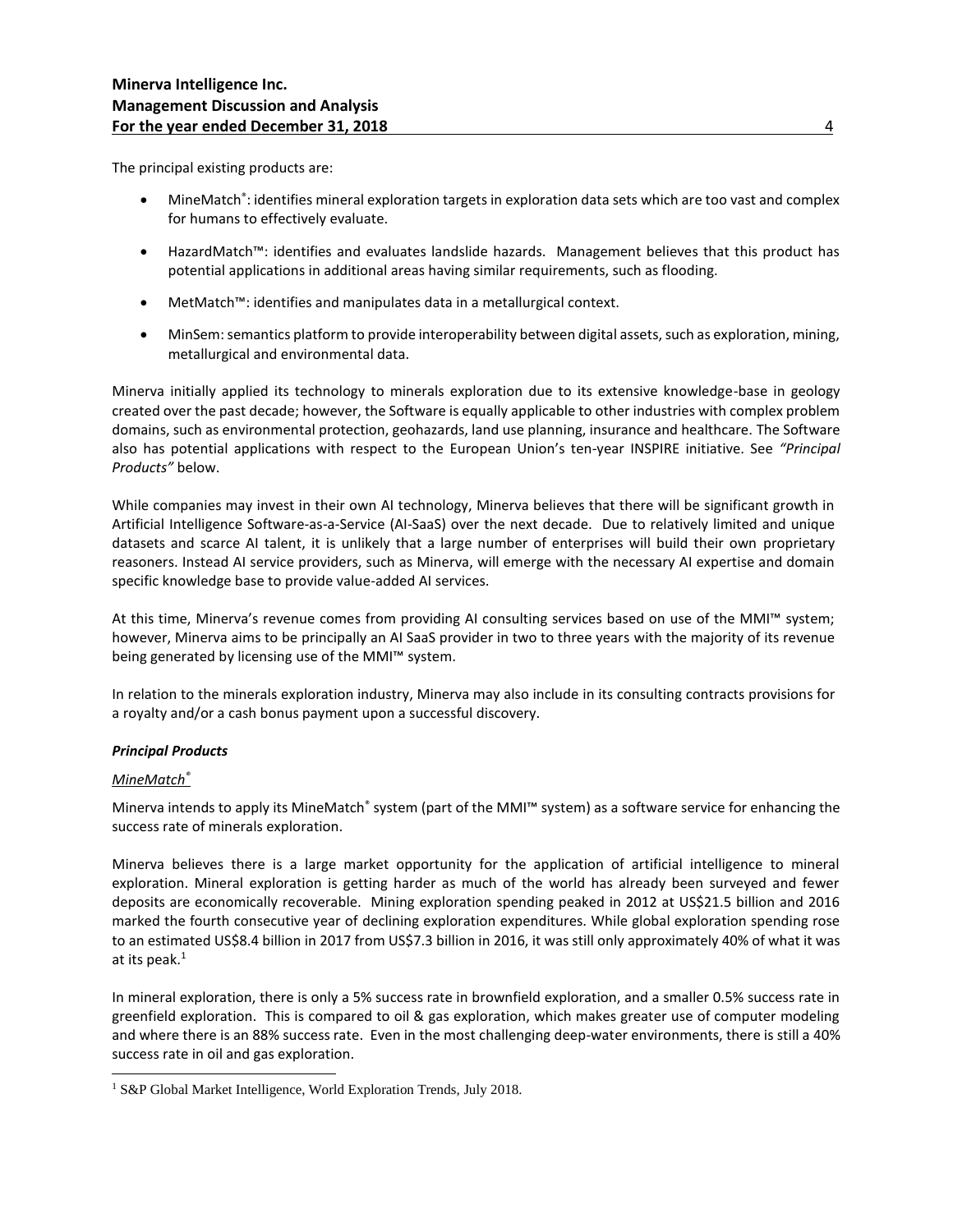The principal existing products are:

- MineMatch®: identifies mineral exploration targets in exploration data sets which are too vast and complex for humans to effectively evaluate.
- HazardMatch™: identifies and evaluates landslide hazards. Management believes that this product has potential applications in additional areas having similar requirements, such as flooding.
- MetMatch™: identifies and manipulates data in a metallurgical context.
- MinSem: semantics platform to provide interoperability between digital assets, such as exploration, mining, metallurgical and environmental data.

Minerva initially applied its technology to minerals exploration due to its extensive knowledge-base in geology created over the past decade; however, the Software is equally applicable to other industries with complex problem domains, such as environmental protection, geohazards, land use planning, insurance and healthcare. The Software also has potential applications with respect to the European Union's ten-year INSPIRE initiative. See *"Principal Products"* below.

While companies may invest in their own AI technology, Minerva believes that there will be significant growth in Artificial Intelligence Software-as-a-Service (AI-SaaS) over the next decade. Due to relatively limited and unique datasets and scarce AI talent, it is unlikely that a large number of enterprises will build their own proprietary reasoners. Instead AI service providers, such as Minerva, will emerge with the necessary AI expertise and domain specific knowledge base to provide value-added AI services.

At this time, Minerva's revenue comes from providing AI consulting services based on use of the MMI™ system; however, Minerva aims to be principally an AI SaaS provider in two to three years with the majority of its revenue being generated by licensing use of the MMI™ system.

In relation to the minerals exploration industry, Minerva may also include in its consulting contracts provisions for a royalty and/or a cash bonus payment upon a successful discovery.

***Principal Products***

*MineMatch®*

Minerva intends to apply its MineMatch® system (part of the MMI™ system) as a software service for enhancing the success rate of minerals exploration.

Minerva believes there is a large market opportunity for the application of artificial intelligence to mineral exploration. Mineral exploration is getting harder as much of the world has already been surveyed and fewer deposits are economically recoverable. Mining exploration spending peaked in 2012 at US$21.5 billion and 2016 marked the fourth consecutive year of declining exploration expenditures. While global exploration spending rose to an estimated US$8.4 billion in 2017 from US$7.3 billion in 2016, it was still only approximately 40% of what it was at its peak.[1]

In mineral exploration, there is only a 5% success rate in brownfield exploration, and a smaller 0.5% success rate in greenfield exploration. This is compared to oil & gas exploration, which makes greater use of computer modeling and where there is an 88% success rate. Even in the most challenging deep-water environments, there is still a 40% success rate in oil and gas exploration.

[1] S&P Global Market Intelligence, World Exploration Trends, July 2018.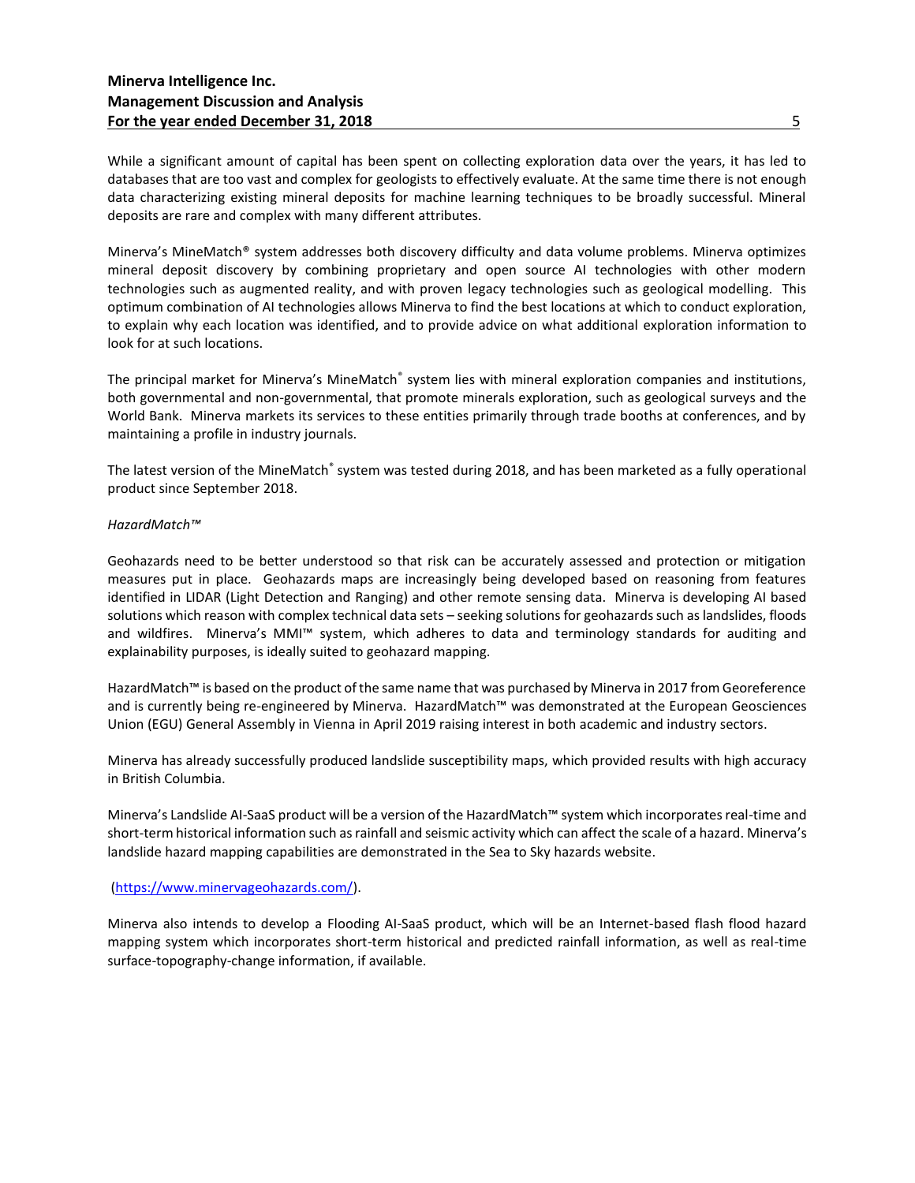While a significant amount of capital has been spent on collecting exploration data over the years, it has led to databases that are too vast and complex for geologists to effectively evaluate. At the same time there is not enough data characterizing existing mineral deposits for machine learning techniques to be broadly successful. Mineral deposits are rare and complex with many different attributes.

Minerva's MineMatch® system addresses both discovery difficulty and data volume problems. Minerva optimizes mineral deposit discovery by combining proprietary and open source AI technologies with other modern technologies such as augmented reality, and with proven legacy technologies such as geological modelling. This optimum combination of AI technologies allows Minerva to find the best locations at which to conduct exploration, to explain why each location was identified, and to provide advice on what additional exploration information to look for at such locations.

The principal market for Minerva's MineMatch® system lies with mineral exploration companies and institutions, both governmental and non-governmental, that promote minerals exploration, such as geological surveys and the World Bank. Minerva markets its services to these entities primarily through trade booths at conferences, and by maintaining a profile in industry journals.

The latest version of the MineMatch® system was tested during 2018, and has been marketed as a fully operational product since September 2018.

*HazardMatch™*

Geohazards need to be better understood so that risk can be accurately assessed and protection or mitigation measures put in place. Geohazards maps are increasingly being developed based on reasoning from features identified in LIDAR (Light Detection and Ranging) and other remote sensing data. Minerva is developing AI based solutions which reason with complex technical data sets – seeking solutions for geohazards such as landslides, floods and wildfires. Minerva's MMI™ system, which adheres to data and terminology standards for auditing and explainability purposes, is ideally suited to geohazard mapping.

HazardMatch™ is based on the product of the same name that was purchased by Minerva in 2017 from Georeference and is currently being re-engineered by Minerva. HazardMatch™ was demonstrated at the European Geosciences Union (EGU) General Assembly in Vienna in April 2019 raising interest in both academic and industry sectors.

Minerva has already successfully produced landslide susceptibility maps, which provided results with high accuracy in British Columbia.

Minerva's Landslide AI-SaaS product will be a version of the HazardMatch™ system which incorporates real-time and short-term historical information such as rainfall and seismic activity which can affect the scale of a hazard. Minerva's landslide hazard mapping capabilities are demonstrated in the Sea to Sky hazards website.

(https://www.minervageohazards.com/).

Minerva also intends to develop a Flooding AI-SaaS product, which will be an Internet-based flash flood hazard mapping system which incorporates short-term historical and predicted rainfall information, as well as real-time surface-topography-change information, if available.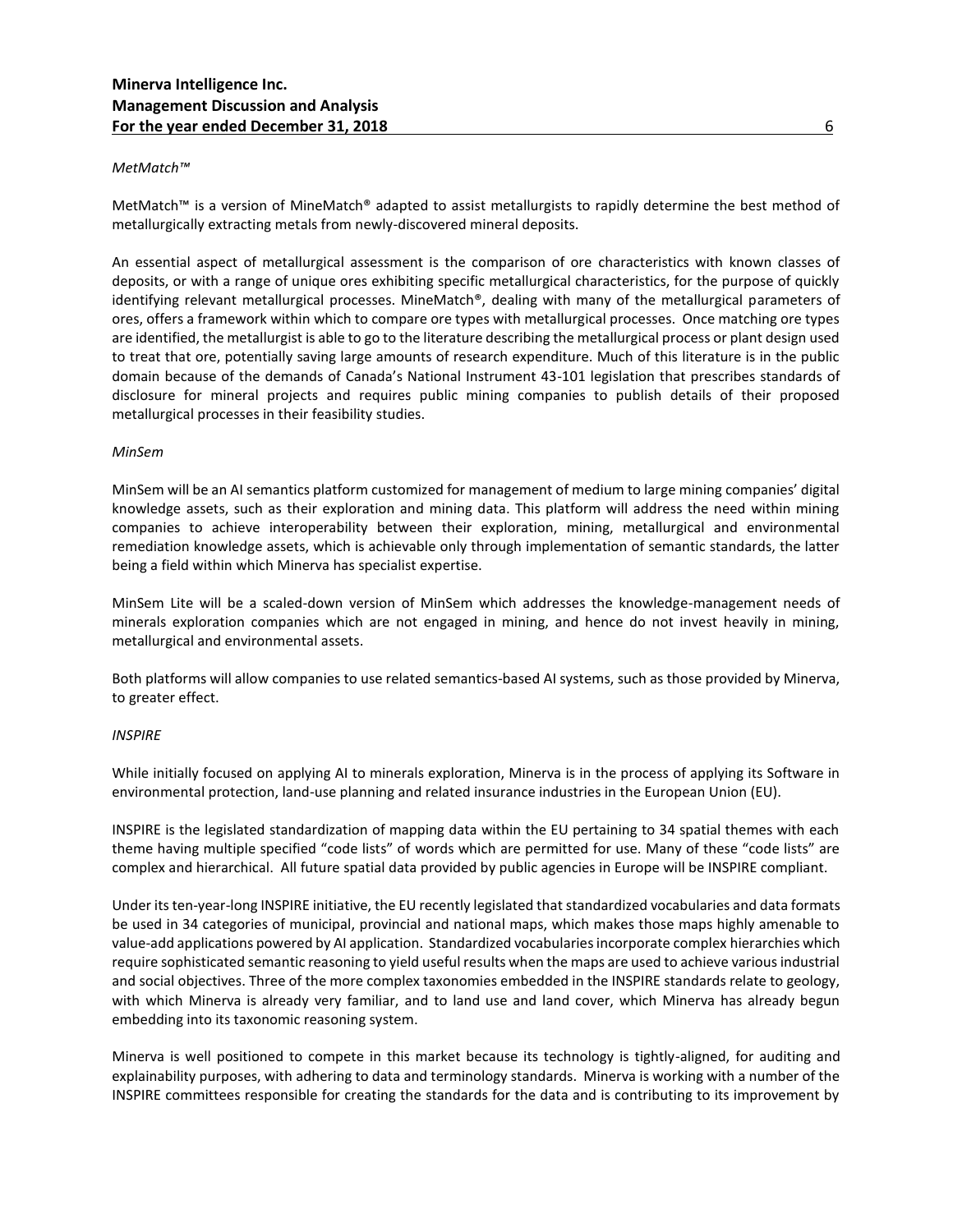*MetMatch™*

MetMatch™ is a version of MineMatch® adapted to assist metallurgists to rapidly determine the best method of metallurgically extracting metals from newly-discovered mineral deposits.

An essential aspect of metallurgical assessment is the comparison of ore characteristics with known classes of deposits, or with a range of unique ores exhibiting specific metallurgical characteristics, for the purpose of quickly identifying relevant metallurgical processes. MineMatch®, dealing with many of the metallurgical parameters of ores, offers a framework within which to compare ore types with metallurgical processes. Once matching ore types are identified, the metallurgist is able to go to the literature describing the metallurgical process or plant design used to treat that ore, potentially saving large amounts of research expenditure. Much of this literature is in the public domain because of the demands of Canada's National Instrument 43-101 legislation that prescribes standards of disclosure for mineral projects and requires public mining companies to publish details of their proposed metallurgical processes in their feasibility studies.

*MinSem*

MinSem will be an AI semantics platform customized for management of medium to large mining companies' digital knowledge assets, such as their exploration and mining data. This platform will address the need within mining companies to achieve interoperability between their exploration, mining, metallurgical and environmental remediation knowledge assets, which is achievable only through implementation of semantic standards, the latter being a field within which Minerva has specialist expertise.

MinSem Lite will be a scaled-down version of MinSem which addresses the knowledge-management needs of minerals exploration companies which are not engaged in mining, and hence do not invest heavily in mining, metallurgical and environmental assets.

Both platforms will allow companies to use related semantics-based AI systems, such as those provided by Minerva, to greater effect.

*INSPIRE*

While initially focused on applying AI to minerals exploration, Minerva is in the process of applying its Software in environmental protection, land-use planning and related insurance industries in the European Union (EU).

INSPIRE is the legislated standardization of mapping data within the EU pertaining to 34 spatial themes with each theme having multiple specified "code lists" of words which are permitted for use. Many of these "code lists" are complex and hierarchical. All future spatial data provided by public agencies in Europe will be INSPIRE compliant.

Under its ten-year-long INSPIRE initiative, the EU recently legislated that standardized vocabularies and data formats be used in 34 categories of municipal, provincial and national maps, which makes those maps highly amenable to value-add applications powered by AI application. Standardized vocabularies incorporate complex hierarchies which require sophisticated semantic reasoning to yield useful results when the maps are used to achieve various industrial and social objectives. Three of the more complex taxonomies embedded in the INSPIRE standards relate to geology, with which Minerva is already very familiar, and to land use and land cover, which Minerva has already begun embedding into its taxonomic reasoning system.

Minerva is well positioned to compete in this market because its technology is tightly-aligned, for auditing and explainability purposes, with adhering to data and terminology standards. Minerva is working with a number of the INSPIRE committees responsible for creating the standards for the data and is contributing to its improvement by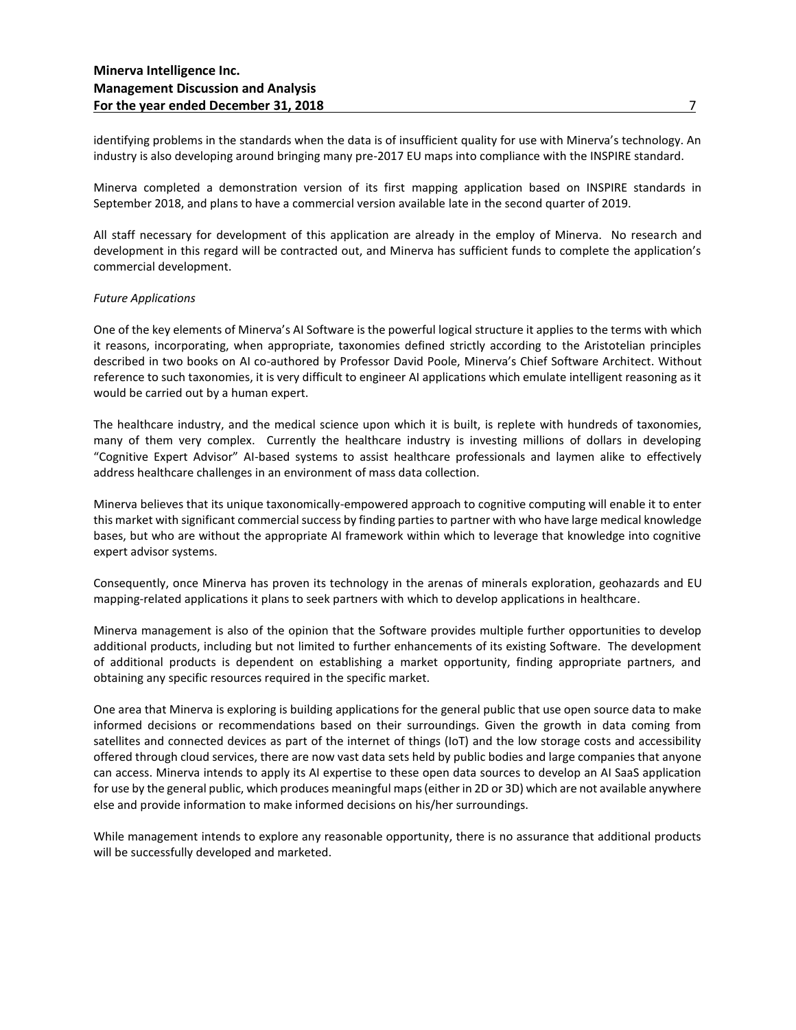identifying problems in the standards when the data is of insufficient quality for use with Minerva's technology. An industry is also developing around bringing many pre-2017 EU maps into compliance with the INSPIRE standard.

Minerva completed a demonstration version of its first mapping application based on INSPIRE standards in September 2018, and plans to have a commercial version available late in the second quarter of 2019.

All staff necessary for development of this application are already in the employ of Minerva. No research and development in this regard will be contracted out, and Minerva has sufficient funds to complete the application's commercial development.

*Future Applications*

One of the key elements of Minerva's AI Software is the powerful logical structure it applies to the terms with which it reasons, incorporating, when appropriate, taxonomies defined strictly according to the Aristotelian principles described in two books on AI co-authored by Professor David Poole, Minerva's Chief Software Architect. Without reference to such taxonomies, it is very difficult to engineer AI applications which emulate intelligent reasoning as it would be carried out by a human expert.

The healthcare industry, and the medical science upon which it is built, is replete with hundreds of taxonomies, many of them very complex. Currently the healthcare industry is investing millions of dollars in developing "Cognitive Expert Advisor" AI-based systems to assist healthcare professionals and laymen alike to effectively address healthcare challenges in an environment of mass data collection.

Minerva believes that its unique taxonomically-empowered approach to cognitive computing will enable it to enter this market with significant commercial success by finding parties to partner with who have large medical knowledge bases, but who are without the appropriate AI framework within which to leverage that knowledge into cognitive expert advisor systems.

Consequently, once Minerva has proven its technology in the arenas of minerals exploration, geohazards and EU mapping-related applications it plans to seek partners with which to develop applications in healthcare.

Minerva management is also of the opinion that the Software provides multiple further opportunities to develop additional products, including but not limited to further enhancements of its existing Software. The development of additional products is dependent on establishing a market opportunity, finding appropriate partners, and obtaining any specific resources required in the specific market.

One area that Minerva is exploring is building applications for the general public that use open source data to make informed decisions or recommendations based on their surroundings. Given the growth in data coming from satellites and connected devices as part of the internet of things (IoT) and the low storage costs and accessibility offered through cloud services, there are now vast data sets held by public bodies and large companies that anyone can access. Minerva intends to apply its AI expertise to these open data sources to develop an AI SaaS application for use by the general public, which produces meaningful maps (either in 2D or 3D) which are not available anywhere else and provide information to make informed decisions on his/her surroundings.

While management intends to explore any reasonable opportunity, there is no assurance that additional products will be successfully developed and marketed.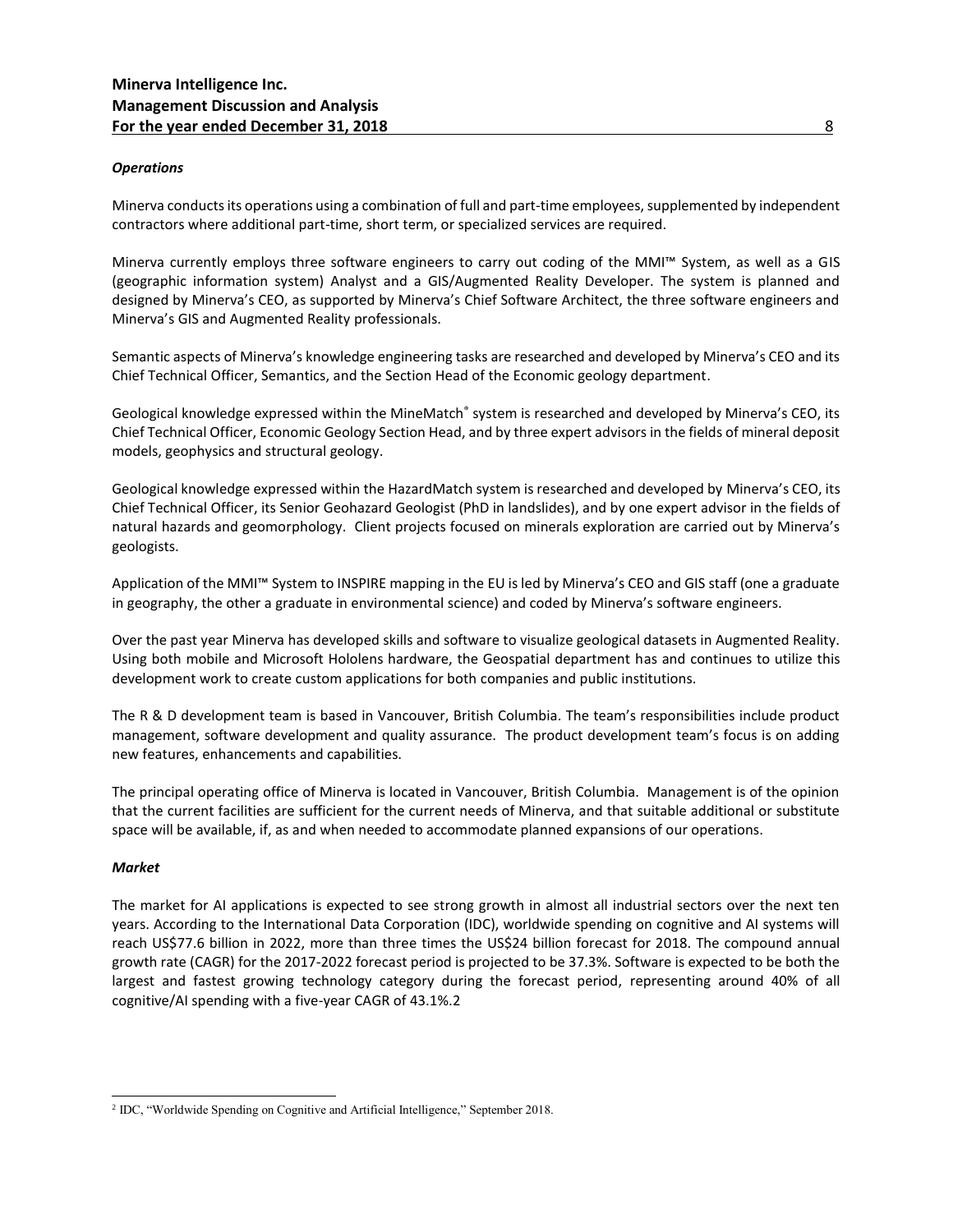### *Operations*

Minerva conducts its operations using a combination of full and part-time employees, supplemented by independent contractors where additional part-time, short term, or specialized services are required.

Minerva currently employs three software engineers to carry out coding of the MMI™ System, as well as a GIS (geographic information system) Analyst and a GIS/Augmented Reality Developer. The system is planned and designed by Minerva's CEO, as supported by Minerva's Chief Software Architect, the three software engineers and Minerva's GIS and Augmented Reality professionals.

Semantic aspects of Minerva's knowledge engineering tasks are researched and developed by Minerva's CEO and its Chief Technical Officer, Semantics, and the Section Head of the Economic geology department.

Geological knowledge expressed within the MineMatch® system is researched and developed by Minerva's CEO, its Chief Technical Officer, Economic Geology Section Head, and by three expert advisors in the fields of mineral deposit models, geophysics and structural geology.

Geological knowledge expressed within the HazardMatch system is researched and developed by Minerva's CEO, its Chief Technical Officer, its Senior Geohazard Geologist (PhD in landslides), and by one expert advisor in the fields of natural hazards and geomorphology. Client projects focused on minerals exploration are carried out by Minerva's geologists.

Application of the MMI™ System to INSPIRE mapping in the EU is led by Minerva's CEO and GIS staff (one a graduate in geography, the other a graduate in environmental science) and coded by Minerva's software engineers.

Over the past year Minerva has developed skills and software to visualize geological datasets in Augmented Reality. Using both mobile and Microsoft Hololens hardware, the Geospatial department has and continues to utilize this development work to create custom applications for both companies and public institutions.

The R & D development team is based in Vancouver, British Columbia. The team's responsibilities include product management, software development and quality assurance. The product development team's focus is on adding new features, enhancements and capabilities.

The principal operating office of Minerva is located in Vancouver, British Columbia. Management is of the opinion that the current facilities are sufficient for the current needs of Minerva, and that suitable additional or substitute space will be available, if, as and when needed to accommodate planned expansions of our operations.

### *Market*

The market for AI applications is expected to see strong growth in almost all industrial sectors over the next ten years. According to the International Data Corporation (IDC), worldwide spending on cognitive and AI systems will reach US$77.6 billion in 2022, more than three times the US$24 billion forecast for 2018. The compound annual growth rate (CAGR) for the 2017-2022 forecast period is projected to be 37.3%. Software is expected to be both the largest and fastest growing technology category during the forecast period, representing around 40% of all cognitive/AI spending with a five-year CAGR of 43.1%.[2]

---

[2] IDC, "Worldwide Spending on Cognitive and Artificial Intelligence," September 2018.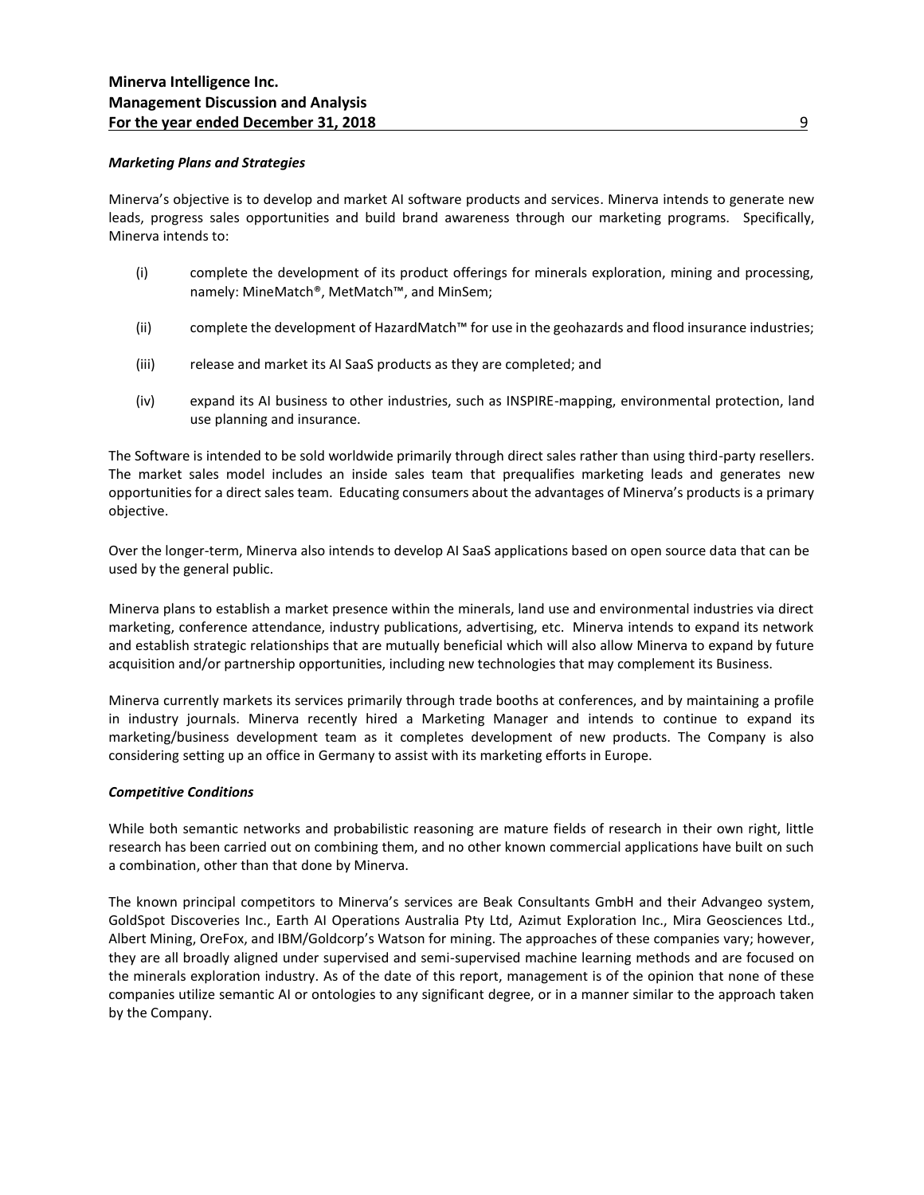***Marketing Plans and Strategies***

Minerva's objective is to develop and market AI software products and services. Minerva intends to generate new leads, progress sales opportunities and build brand awareness through our marketing programs. Specifically, Minerva intends to:

(i) complete the development of its product offerings for minerals exploration, mining and processing, namely: MineMatch®, MetMatch™, and MinSem;

(ii) complete the development of HazardMatch™ for use in the geohazards and flood insurance industries;

(iii) release and market its AI SaaS products as they are completed; and

(iv) expand its AI business to other industries, such as INSPIRE-mapping, environmental protection, land use planning and insurance.

The Software is intended to be sold worldwide primarily through direct sales rather than using third-party resellers. The market sales model includes an inside sales team that prequalifies marketing leads and generates new opportunities for a direct sales team. Educating consumers about the advantages of Minerva's products is a primary objective.

Over the longer-term, Minerva also intends to develop AI SaaS applications based on open source data that can be used by the general public.

Minerva plans to establish a market presence within the minerals, land use and environmental industries via direct marketing, conference attendance, industry publications, advertising, etc. Minerva intends to expand its network and establish strategic relationships that are mutually beneficial which will also allow Minerva to expand by future acquisition and/or partnership opportunities, including new technologies that may complement its Business.

Minerva currently markets its services primarily through trade booths at conferences, and by maintaining a profile in industry journals. Minerva recently hired a Marketing Manager and intends to continue to expand its marketing/business development team as it completes development of new products. The Company is also considering setting up an office in Germany to assist with its marketing efforts in Europe.

***Competitive Conditions***

While both semantic networks and probabilistic reasoning are mature fields of research in their own right, little research has been carried out on combining them, and no other known commercial applications have built on such a combination, other than that done by Minerva.

The known principal competitors to Minerva's services are Beak Consultants GmbH and their Advangeo system, GoldSpot Discoveries Inc., Earth AI Operations Australia Pty Ltd, Azimut Exploration Inc., Mira Geosciences Ltd., Albert Mining, OreFox, and IBM/Goldcorp's Watson for mining. The approaches of these companies vary; however, they are all broadly aligned under supervised and semi-supervised machine learning methods and are focused on the minerals exploration industry. As of the date of this report, management is of the opinion that none of these companies utilize semantic AI or ontologies to any significant degree, or in a manner similar to the approach taken by the Company.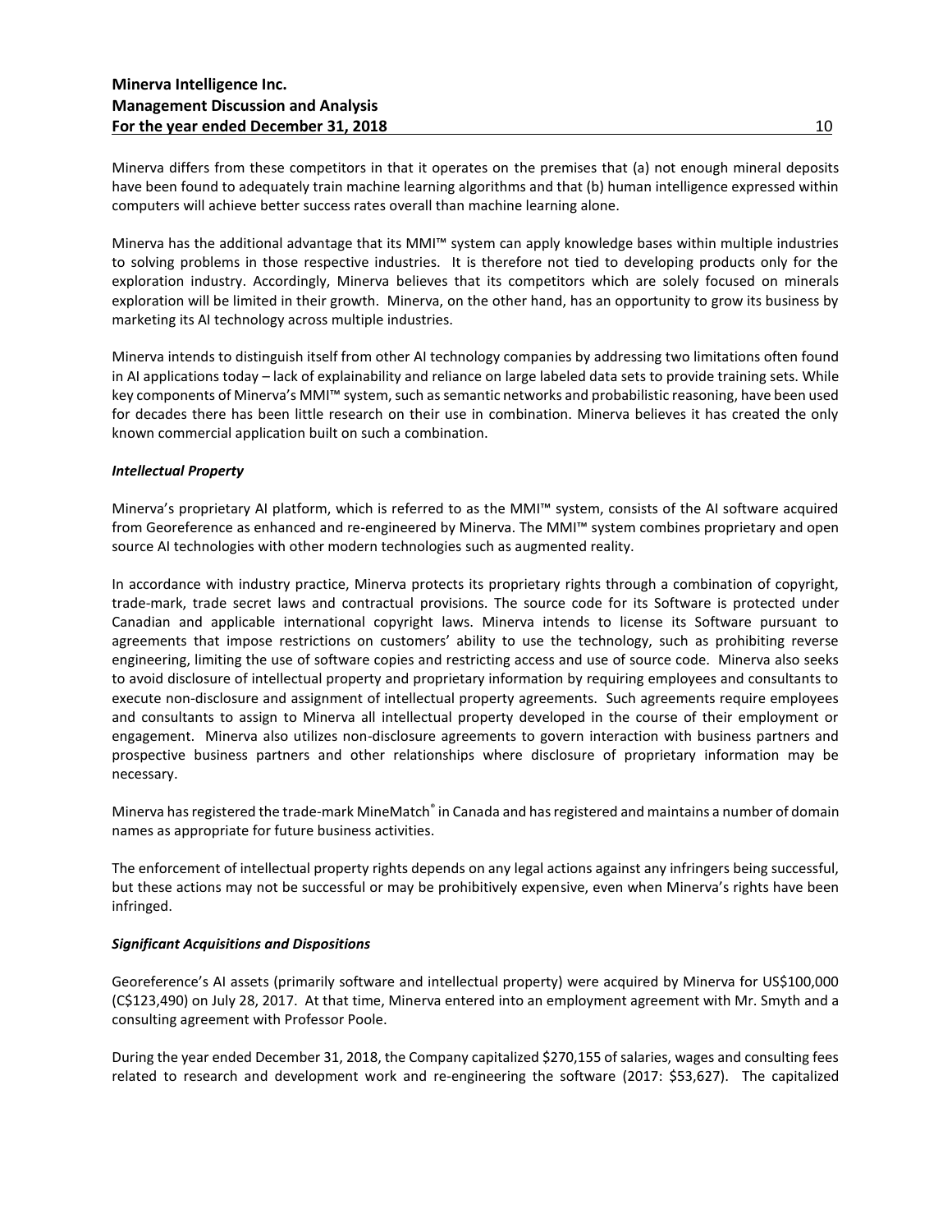Minerva differs from these competitors in that it operates on the premises that (a) not enough mineral deposits have been found to adequately train machine learning algorithms and that (b) human intelligence expressed within computers will achieve better success rates overall than machine learning alone.

Minerva has the additional advantage that its MMI™ system can apply knowledge bases within multiple industries to solving problems in those respective industries. It is therefore not tied to developing products only for the exploration industry. Accordingly, Minerva believes that its competitors which are solely focused on minerals exploration will be limited in their growth. Minerva, on the other hand, has an opportunity to grow its business by marketing its AI technology across multiple industries.

Minerva intends to distinguish itself from other AI technology companies by addressing two limitations often found in AI applications today – lack of explainability and reliance on large labeled data sets to provide training sets. While key components of Minerva's MMI™ system, such as semantic networks and probabilistic reasoning, have been used for decades there has been little research on their use in combination. Minerva believes it has created the only known commercial application built on such a combination.

***Intellectual Property***

Minerva's proprietary AI platform, which is referred to as the MMI™ system, consists of the AI software acquired from Georeference as enhanced and re-engineered by Minerva. The MMI™ system combines proprietary and open source AI technologies with other modern technologies such as augmented reality.

In accordance with industry practice, Minerva protects its proprietary rights through a combination of copyright, trade-mark, trade secret laws and contractual provisions. The source code for its Software is protected under Canadian and applicable international copyright laws. Minerva intends to license its Software pursuant to agreements that impose restrictions on customers' ability to use the technology, such as prohibiting reverse engineering, limiting the use of software copies and restricting access and use of source code. Minerva also seeks to avoid disclosure of intellectual property and proprietary information by requiring employees and consultants to execute non-disclosure and assignment of intellectual property agreements. Such agreements require employees and consultants to assign to Minerva all intellectual property developed in the course of their employment or engagement. Minerva also utilizes non-disclosure agreements to govern interaction with business partners and prospective business partners and other relationships where disclosure of proprietary information may be necessary.

Minerva has registered the trade-mark MineMatch® in Canada and has registered and maintains a number of domain names as appropriate for future business activities.

The enforcement of intellectual property rights depends on any legal actions against any infringers being successful, but these actions may not be successful or may be prohibitively expensive, even when Minerva's rights have been infringed.

***Significant Acquisitions and Dispositions***

Georeference's AI assets (primarily software and intellectual property) were acquired by Minerva for US$100,000 (C$123,490) on July 28, 2017. At that time, Minerva entered into an employment agreement with Mr. Smyth and a consulting agreement with Professor Poole.

During the year ended December 31, 2018, the Company capitalized $270,155 of salaries, wages and consulting fees related to research and development work and re-engineering the software (2017: $53,627). The capitalized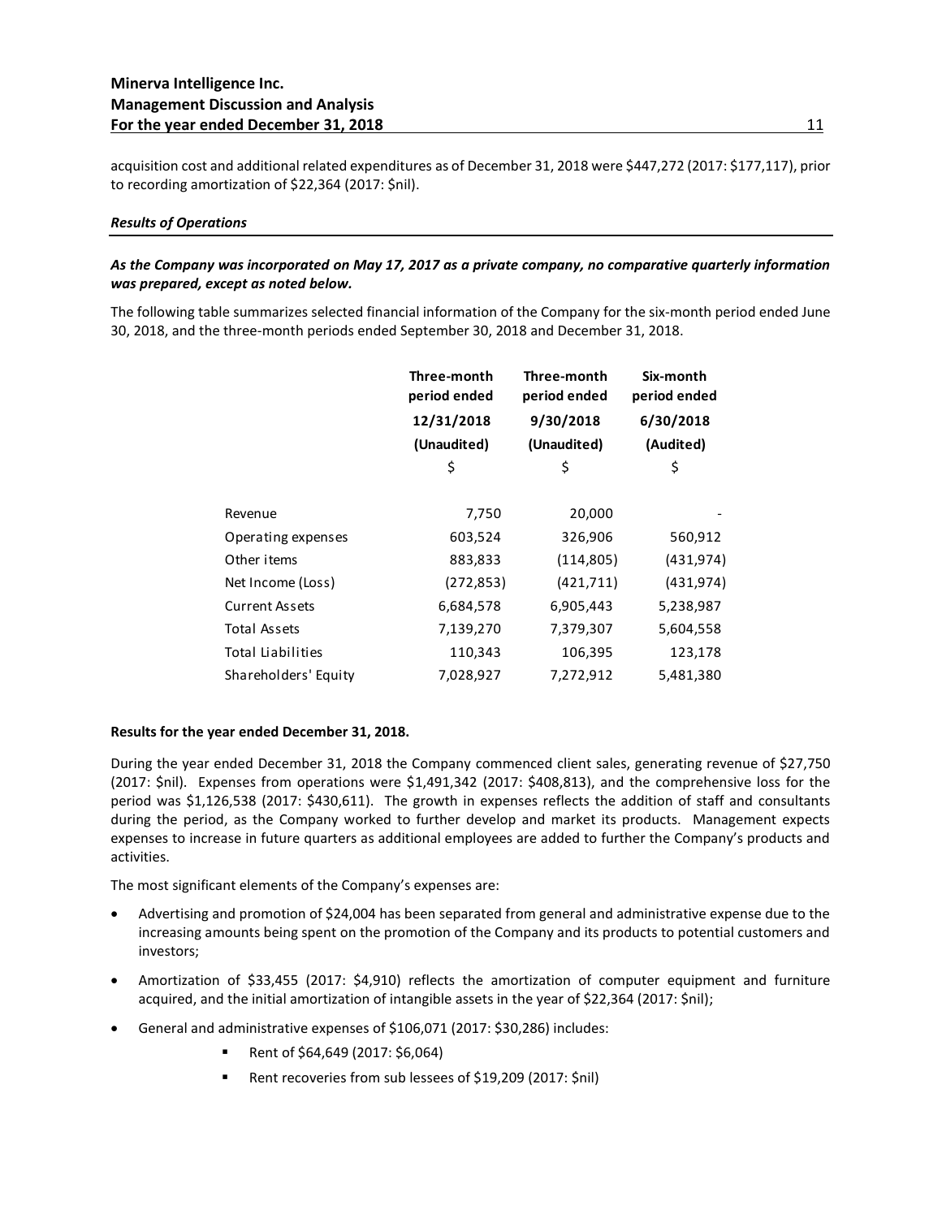acquisition cost and additional related expenditures as of December 31, 2018 were $447,272 (2017: $177,117), prior to recording amortization of $22,364 (2017: $nil).

### *Results of Operations*

***As the Company was incorporated on May 17, 2017 as a private company, no comparative quarterly information was prepared, except as noted below.***

The following table summarizes selected financial information of the Company for the six-month period ended June 30, 2018, and the three-month periods ended September 30, 2018 and December 31, 2018.

| | Three-month period ended 12/31/2018 (Unaudited) | Three-month period ended 9/30/2018 (Unaudited) | Six-month period ended 6/30/2018 (Audited) |
|---|---|---|---|
| | $ | $ | $ |
| Revenue | 7,750 | 20,000 | - |
| Operating expenses | 603,524 | 326,906 | 560,912 |
| Other items | 883,833 | (114,805) | (431,974) |
| Net Income (Loss) | (272,853) | (421,711) | (431,974) |
| Current Assets | 6,684,578 | 6,905,443 | 5,238,987 |
| Total Assets | 7,139,270 | 7,379,307 | 5,604,558 |
| Total Liabilities | 110,343 | 106,395 | 123,178 |
| Shareholders' Equity | 7,028,927 | 7,272,912 | 5,481,380 |

**Results for the year ended December 31, 2018.**

During the year ended December 31, 2018 the Company commenced client sales, generating revenue of $27,750 (2017: $nil). Expenses from operations were $1,491,342 (2017: $408,813), and the comprehensive loss for the period was $1,126,538 (2017: $430,611). The growth in expenses reflects the addition of staff and consultants during the period, as the Company worked to further develop and market its products. Management expects expenses to increase in future quarters as additional employees are added to further the Company's products and activities.

The most significant elements of the Company's expenses are:

- Advertising and promotion of $24,004 has been separated from general and administrative expense due to the increasing amounts being spent on the promotion of the Company and its products to potential customers and investors;
- Amortization of $33,455 (2017: $4,910) reflects the amortization of computer equipment and furniture acquired, and the initial amortization of intangible assets in the year of $22,364 (2017: $nil);
- General and administrative expenses of $106,071 (2017: $30,286) includes:
  - Rent of $64,649 (2017: $6,064)
  - Rent recoveries from sub lessees of $19,209 (2017: $nil)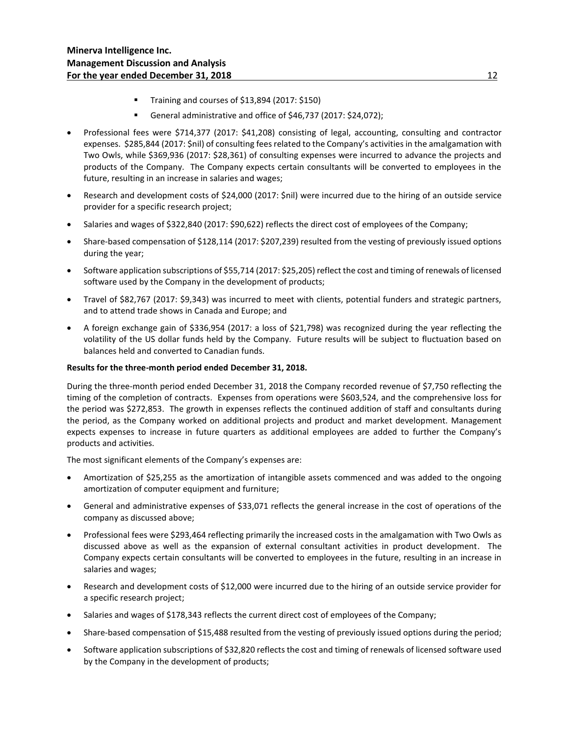- Training and courses of $13,894 (2017: $150)
  - General administrative and office of $46,737 (2017: $24,072);

- Professional fees were $714,377 (2017: $41,208) consisting of legal, accounting, consulting and contractor expenses. $285,844 (2017: $nil) of consulting fees related to the Company's activities in the amalgamation with Two Owls, while $369,936 (2017: $28,361) of consulting expenses were incurred to advance the projects and products of the Company. The Company expects certain consultants will be converted to employees in the future, resulting in an increase in salaries and wages;
- Research and development costs of $24,000 (2017: $nil) were incurred due to the hiring of an outside service provider for a specific research project;
- Salaries and wages of $322,840 (2017: $90,622) reflects the direct cost of employees of the Company;
- Share-based compensation of $128,114 (2017: $207,239) resulted from the vesting of previously issued options during the year;
- Software application subscriptions of $55,714 (2017: $25,205) reflect the cost and timing of renewals of licensed software used by the Company in the development of products;
- Travel of $82,767 (2017: $9,343) was incurred to meet with clients, potential funders and strategic partners, and to attend trade shows in Canada and Europe; and
- A foreign exchange gain of $336,954 (2017: a loss of $21,798) was recognized during the year reflecting the volatility of the US dollar funds held by the Company. Future results will be subject to fluctuation based on balances held and converted to Canadian funds.

**Results for the three-month period ended December 31, 2018.**

During the three-month period ended December 31, 2018 the Company recorded revenue of $7,750 reflecting the timing of the completion of contracts. Expenses from operations were $603,524, and the comprehensive loss for the period was $272,853. The growth in expenses reflects the continued addition of staff and consultants during the period, as the Company worked on additional projects and product and market development. Management expects expenses to increase in future quarters as additional employees are added to further the Company's products and activities.

The most significant elements of the Company's expenses are:

- Amortization of $25,255 as the amortization of intangible assets commenced and was added to the ongoing amortization of computer equipment and furniture;
- General and administrative expenses of $33,071 reflects the general increase in the cost of operations of the company as discussed above;
- Professional fees were $293,464 reflecting primarily the increased costs in the amalgamation with Two Owls as discussed above as well as the expansion of external consultant activities in product development. The Company expects certain consultants will be converted to employees in the future, resulting in an increase in salaries and wages;
- Research and development costs of $12,000 were incurred due to the hiring of an outside service provider for a specific research project;
- Salaries and wages of $178,343 reflects the current direct cost of employees of the Company;
- Share-based compensation of $15,488 resulted from the vesting of previously issued options during the period;
- Software application subscriptions of $32,820 reflects the cost and timing of renewals of licensed software used by the Company in the development of products;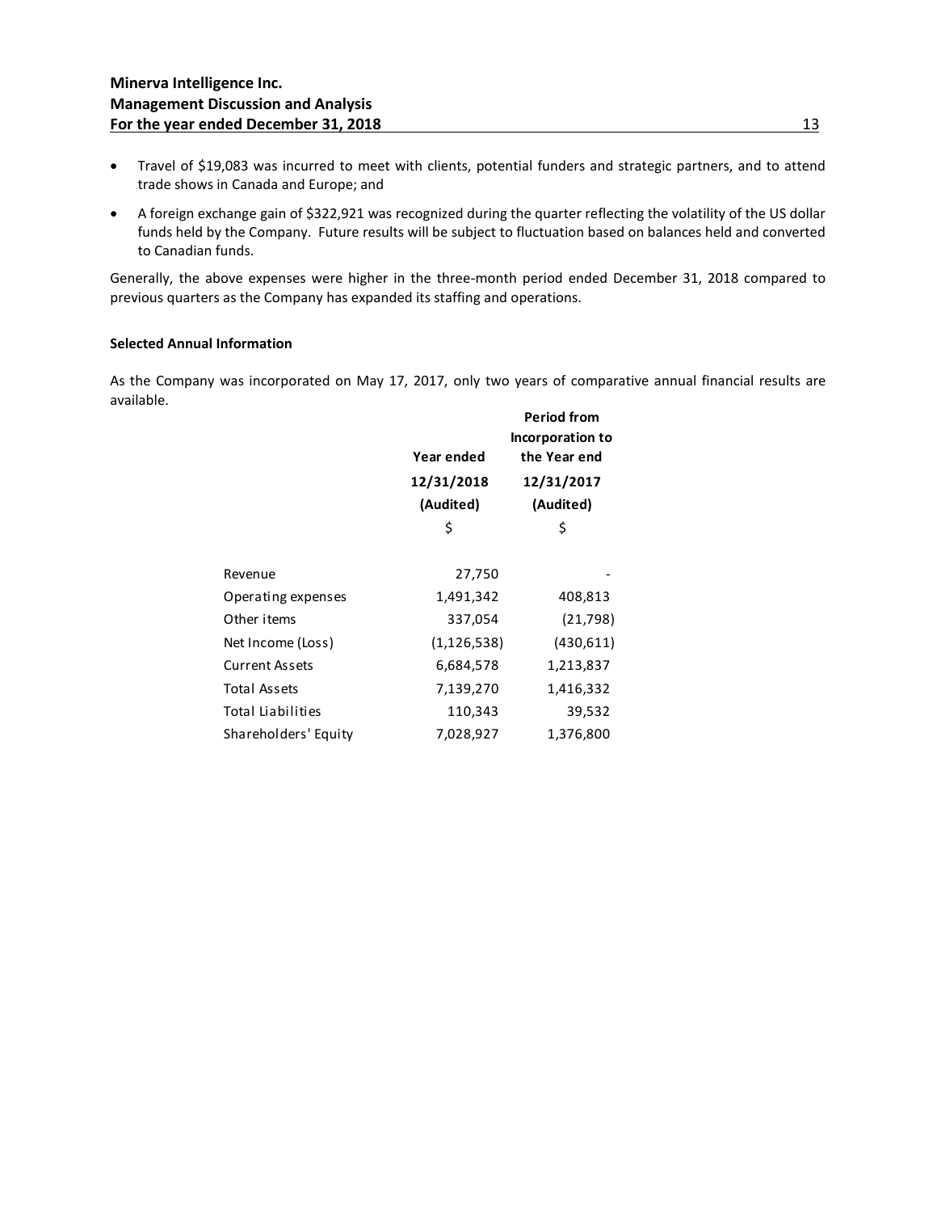- Travel of $19,083 was incurred to meet with clients, potential funders and strategic partners, and to attend trade shows in Canada and Europe; and
- A foreign exchange gain of $322,921 was recognized during the quarter reflecting the volatility of the US dollar funds held by the Company. Future results will be subject to fluctuation based on balances held and converted to Canadian funds.

Generally, the above expenses were higher in the three-month period ended December 31, 2018 compared to previous quarters as the Company has expanded its staffing and operations.

**Selected Annual Information**

As the Company was incorporated on May 17, 2017, only two years of comparative annual financial results are available.

| | **Year ended 12/31/2018 (Audited)** | **Period from Incorporation to the Year end 12/31/2017 (Audited)** |
|---|---|---|
| | $ | $ |
| Revenue | 27,750 | - |
| Operating expenses | 1,491,342 | 408,813 |
| Other items | 337,054 | (21,798) |
| Net Income (Loss) | (1,126,538) | (430,611) |
| Current Assets | 6,684,578 | 1,213,837 |
| Total Assets | 7,139,270 | 1,416,332 |
| Total Liabilities | 110,343 | 39,532 |
| Shareholders' Equity | 7,028,927 | 1,376,800 |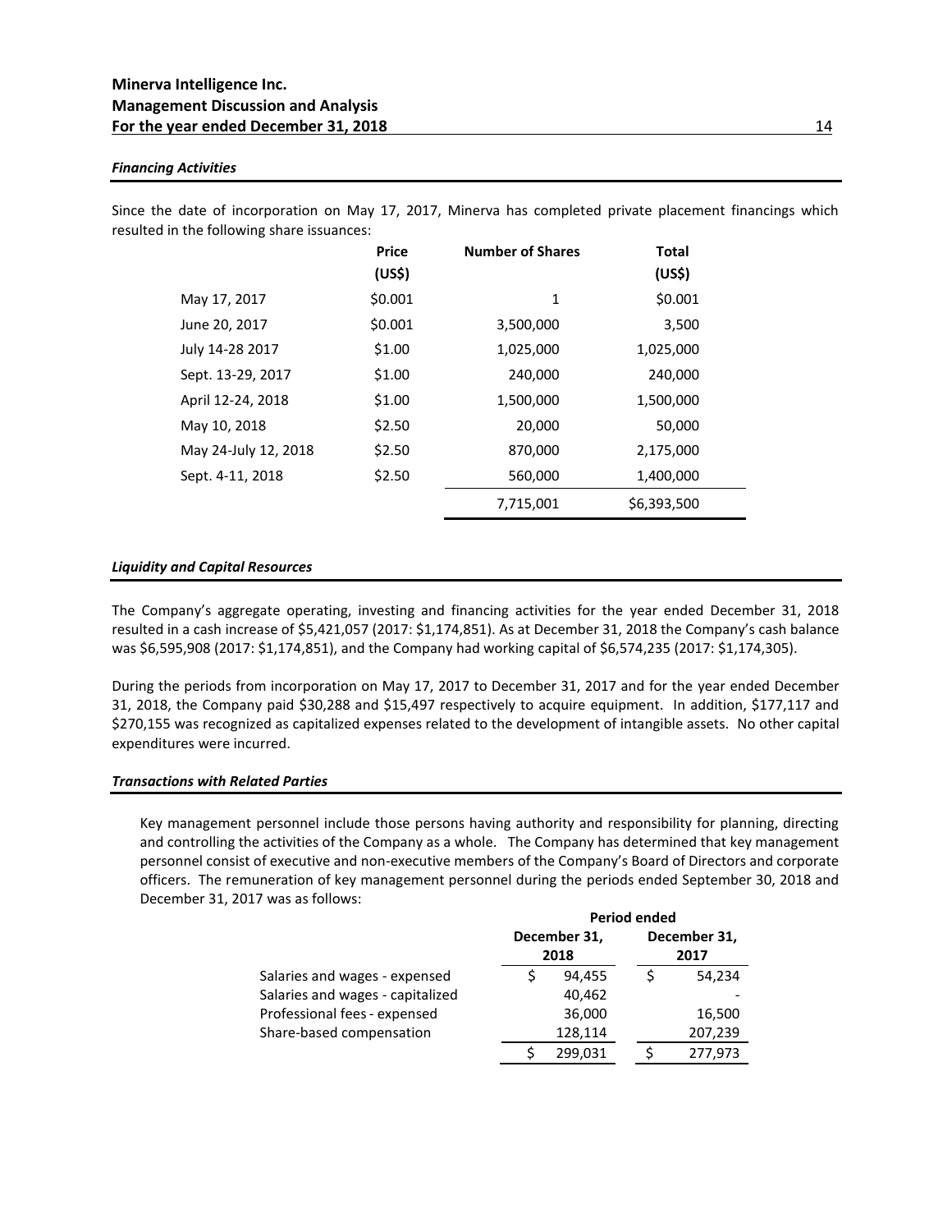### *Financing Activities*

Since the date of incorporation on May 17, 2017, Minerva has completed private placement financings which resulted in the following share issuances:

| | Price (US$) | Number of Shares | Total (US$) |
|---|---|---|---|
| May 17, 2017 | $0.001 | 1 | $0.001 |
| June 20, 2017 | $0.001 | 3,500,000 | 3,500 |
| July 14-28 2017 | $1.00 | 1,025,000 | 1,025,000 |
| Sept. 13-29, 2017 | $1.00 | 240,000 | 240,000 |
| April 12-24, 2018 | $1.00 | 1,500,000 | 1,500,000 |
| May 10, 2018 | $2.50 | 20,000 | 50,000 |
| May 24-July 12, 2018 | $2.50 | 870,000 | 2,175,000 |
| Sept. 4-11, 2018 | $2.50 | 560,000 | 1,400,000 |
| | | 7,715,001 | $6,393,500 |

### *Liquidity and Capital Resources*

The Company's aggregate operating, investing and financing activities for the year ended December 31, 2018 resulted in a cash increase of $5,421,057 (2017: $1,174,851). As at December 31, 2018 the Company's cash balance was $6,595,908 (2017: $1,174,851), and the Company had working capital of $6,574,235 (2017: $1,174,305).

During the periods from incorporation on May 17, 2017 to December 31, 2017 and for the year ended December 31, 2018, the Company paid $30,288 and $15,497 respectively to acquire equipment. In addition, $177,117 and $270,155 was recognized as capitalized expenses related to the development of intangible assets. No other capital expenditures were incurred.

### *Transactions with Related Parties*

Key management personnel include those persons having authority and responsibility for planning, directing and controlling the activities of the Company as a whole. The Company has determined that key management personnel consist of executive and non-executive members of the Company's Board of Directors and corporate officers. The remuneration of key management personnel during the periods ended September 30, 2018 and December 31, 2017 was as follows:

| | Period ended | |
|---|---|---|
| | December 31, 2018 | December 31, 2017 |
| Salaries and wages - expensed | $ 94,455 | $ 54,234 |
| Salaries and wages - capitalized | 40,462 | - |
| Professional fees - expensed | 36,000 | 16,500 |
| Share-based compensation | 128,114 | 207,239 |
| | $ 299,031 | $ 277,973 |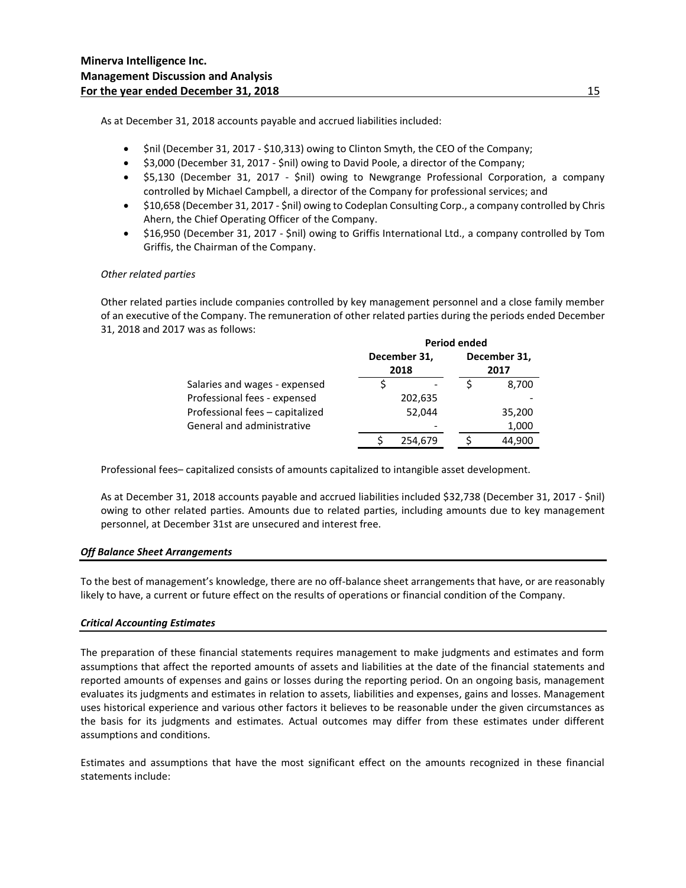As at December 31, 2018 accounts payable and accrued liabilities included:

- $nil (December 31, 2017 - $10,313) owing to Clinton Smyth, the CEO of the Company;
- $3,000 (December 31, 2017 - $nil) owing to David Poole, a director of the Company;
- $5,130 (December 31, 2017 - $nil) owing to Newgrange Professional Corporation, a company controlled by Michael Campbell, a director of the Company for professional services; and
- $10,658 (December 31, 2017 - $nil) owing to Codeplan Consulting Corp., a company controlled by Chris Ahern, the Chief Operating Officer of the Company.
- $16,950 (December 31, 2017 - $nil) owing to Griffis International Ltd., a company controlled by Tom Griffis, the Chairman of the Company.

*Other related parties*

Other related parties include companies controlled by key management personnel and a close family member of an executive of the Company. The remuneration of other related parties during the periods ended December 31, 2018 and 2017 was as follows:

| | Period ended | |
|---|---|---|
| | December 31, 2018 | December 31, 2017 |
| Salaries and wages - expensed | $ - | $ 8,700 |
| Professional fees - expensed | 202,635 | - |
| Professional fees – capitalized | 52,044 | 35,200 |
| General and administrative | - | 1,000 |
| | $ 254,679 | $ 44,900 |

Professional fees– capitalized consists of amounts capitalized to intangible asset development.

As at December 31, 2018 accounts payable and accrued liabilities included $32,738 (December 31, 2017 - $nil) owing to other related parties. Amounts due to related parties, including amounts due to key management personnel, at December 31st are unsecured and interest free.

***Off Balance Sheet Arrangements***

To the best of management's knowledge, there are no off-balance sheet arrangements that have, or are reasonably likely to have, a current or future effect on the results of operations or financial condition of the Company.

***Critical Accounting Estimates***

The preparation of these financial statements requires management to make judgments and estimates and form assumptions that affect the reported amounts of assets and liabilities at the date of the financial statements and reported amounts of expenses and gains or losses during the reporting period. On an ongoing basis, management evaluates its judgments and estimates in relation to assets, liabilities and expenses, gains and losses. Management uses historical experience and various other factors it believes to be reasonable under the given circumstances as the basis for its judgments and estimates. Actual outcomes may differ from these estimates under different assumptions and conditions.

Estimates and assumptions that have the most significant effect on the amounts recognized in these financial statements include: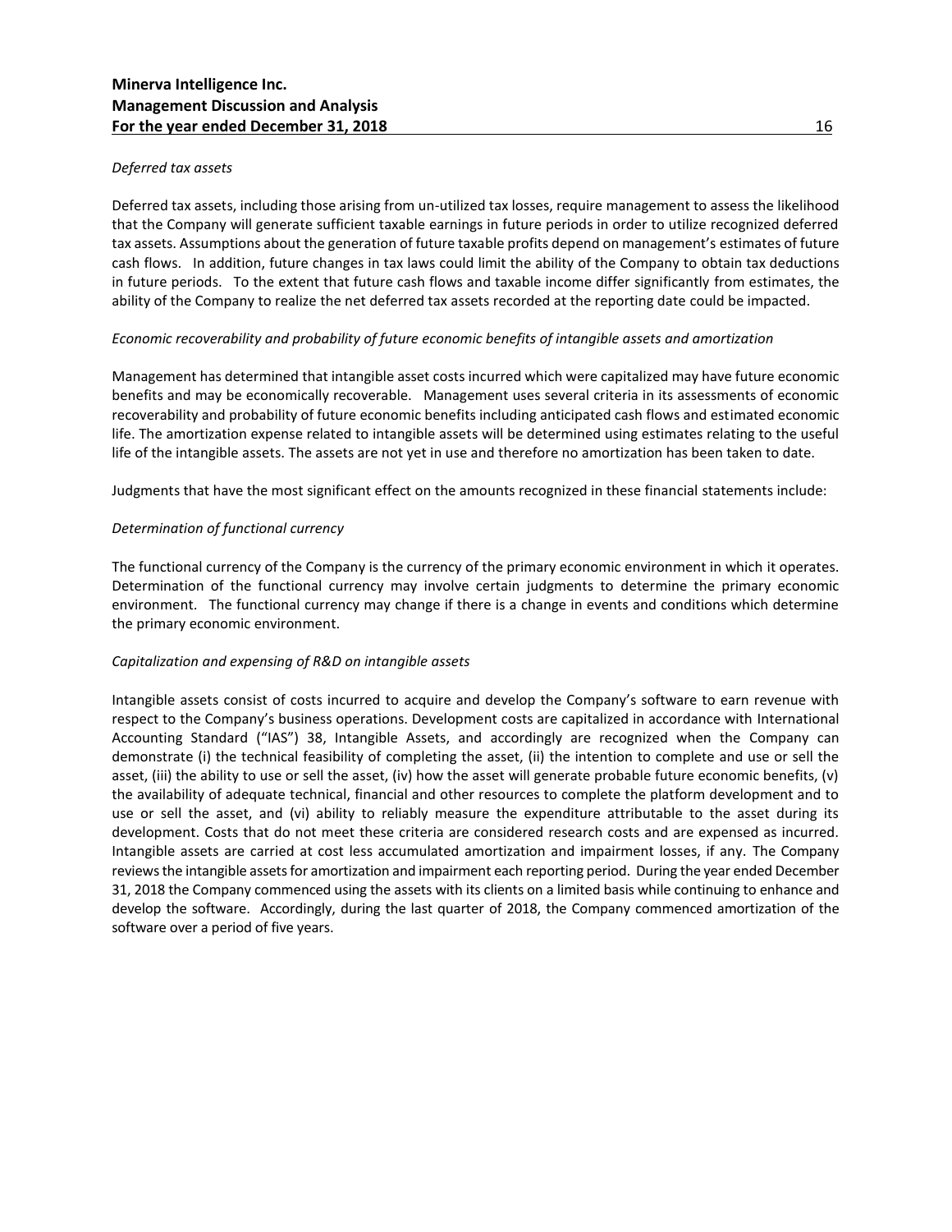*Deferred tax assets*

Deferred tax assets, including those arising from un-utilized tax losses, require management to assess the likelihood that the Company will generate sufficient taxable earnings in future periods in order to utilize recognized deferred tax assets. Assumptions about the generation of future taxable profits depend on management's estimates of future cash flows. In addition, future changes in tax laws could limit the ability of the Company to obtain tax deductions in future periods. To the extent that future cash flows and taxable income differ significantly from estimates, the ability of the Company to realize the net deferred tax assets recorded at the reporting date could be impacted.

*Economic recoverability and probability of future economic benefits of intangible assets and amortization*

Management has determined that intangible asset costs incurred which were capitalized may have future economic benefits and may be economically recoverable. Management uses several criteria in its assessments of economic recoverability and probability of future economic benefits including anticipated cash flows and estimated economic life. The amortization expense related to intangible assets will be determined using estimates relating to the useful life of the intangible assets. The assets are not yet in use and therefore no amortization has been taken to date.

Judgments that have the most significant effect on the amounts recognized in these financial statements include:

*Determination of functional currency*

The functional currency of the Company is the currency of the primary economic environment in which it operates. Determination of the functional currency may involve certain judgments to determine the primary economic environment. The functional currency may change if there is a change in events and conditions which determine the primary economic environment.

*Capitalization and expensing of R&D on intangible assets*

Intangible assets consist of costs incurred to acquire and develop the Company's software to earn revenue with respect to the Company's business operations. Development costs are capitalized in accordance with International Accounting Standard ("IAS") 38, Intangible Assets, and accordingly are recognized when the Company can demonstrate (i) the technical feasibility of completing the asset, (ii) the intention to complete and use or sell the asset, (iii) the ability to use or sell the asset, (iv) how the asset will generate probable future economic benefits, (v) the availability of adequate technical, financial and other resources to complete the platform development and to use or sell the asset, and (vi) ability to reliably measure the expenditure attributable to the asset during its development. Costs that do not meet these criteria are considered research costs and are expensed as incurred. Intangible assets are carried at cost less accumulated amortization and impairment losses, if any. The Company reviews the intangible assets for amortization and impairment each reporting period. During the year ended December 31, 2018 the Company commenced using the assets with its clients on a limited basis while continuing to enhance and develop the software. Accordingly, during the last quarter of 2018, the Company commenced amortization of the software over a period of five years.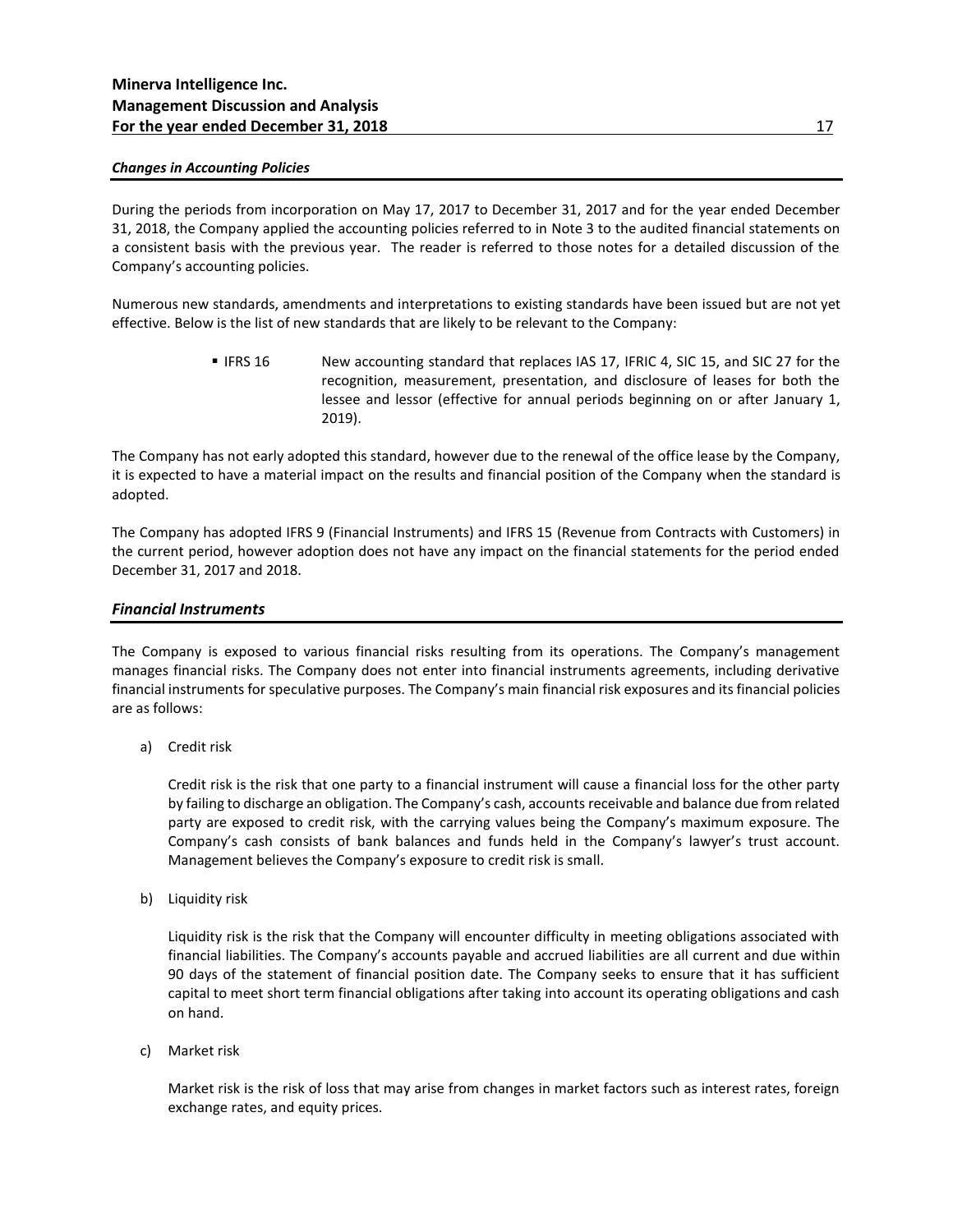### *Changes in Accounting Policies*

During the periods from incorporation on May 17, 2017 to December 31, 2017 and for the year ended December 31, 2018, the Company applied the accounting policies referred to in Note 3 to the audited financial statements on a consistent basis with the previous year. The reader is referred to those notes for a detailed discussion of the Company's accounting policies.

Numerous new standards, amendments and interpretations to existing standards have been issued but are not yet effective. Below is the list of new standards that are likely to be relevant to the Company:

- IFRS 16 — New accounting standard that replaces IAS 17, IFRIC 4, SIC 15, and SIC 27 for the recognition, measurement, presentation, and disclosure of leases for both the lessee and lessor (effective for annual periods beginning on or after January 1, 2019).

The Company has not early adopted this standard, however due to the renewal of the office lease by the Company, it is expected to have a material impact on the results and financial position of the Company when the standard is adopted.

The Company has adopted IFRS 9 (Financial Instruments) and IFRS 15 (Revenue from Contracts with Customers) in the current period, however adoption does not have any impact on the financial statements for the period ended December 31, 2017 and 2018.

## *Financial Instruments*

The Company is exposed to various financial risks resulting from its operations. The Company's management manages financial risks. The Company does not enter into financial instruments agreements, including derivative financial instruments for speculative purposes. The Company's main financial risk exposures and its financial policies are as follows:

a) Credit risk

   Credit risk is the risk that one party to a financial instrument will cause a financial loss for the other party by failing to discharge an obligation. The Company's cash, accounts receivable and balance due from related party are exposed to credit risk, with the carrying values being the Company's maximum exposure. The Company's cash consists of bank balances and funds held in the Company's lawyer's trust account. Management believes the Company's exposure to credit risk is small.

b) Liquidity risk

   Liquidity risk is the risk that the Company will encounter difficulty in meeting obligations associated with financial liabilities. The Company's accounts payable and accrued liabilities are all current and due within 90 days of the statement of financial position date. The Company seeks to ensure that it has sufficient capital to meet short term financial obligations after taking into account its operating obligations and cash on hand.

c) Market risk

   Market risk is the risk of loss that may arise from changes in market factors such as interest rates, foreign exchange rates, and equity prices.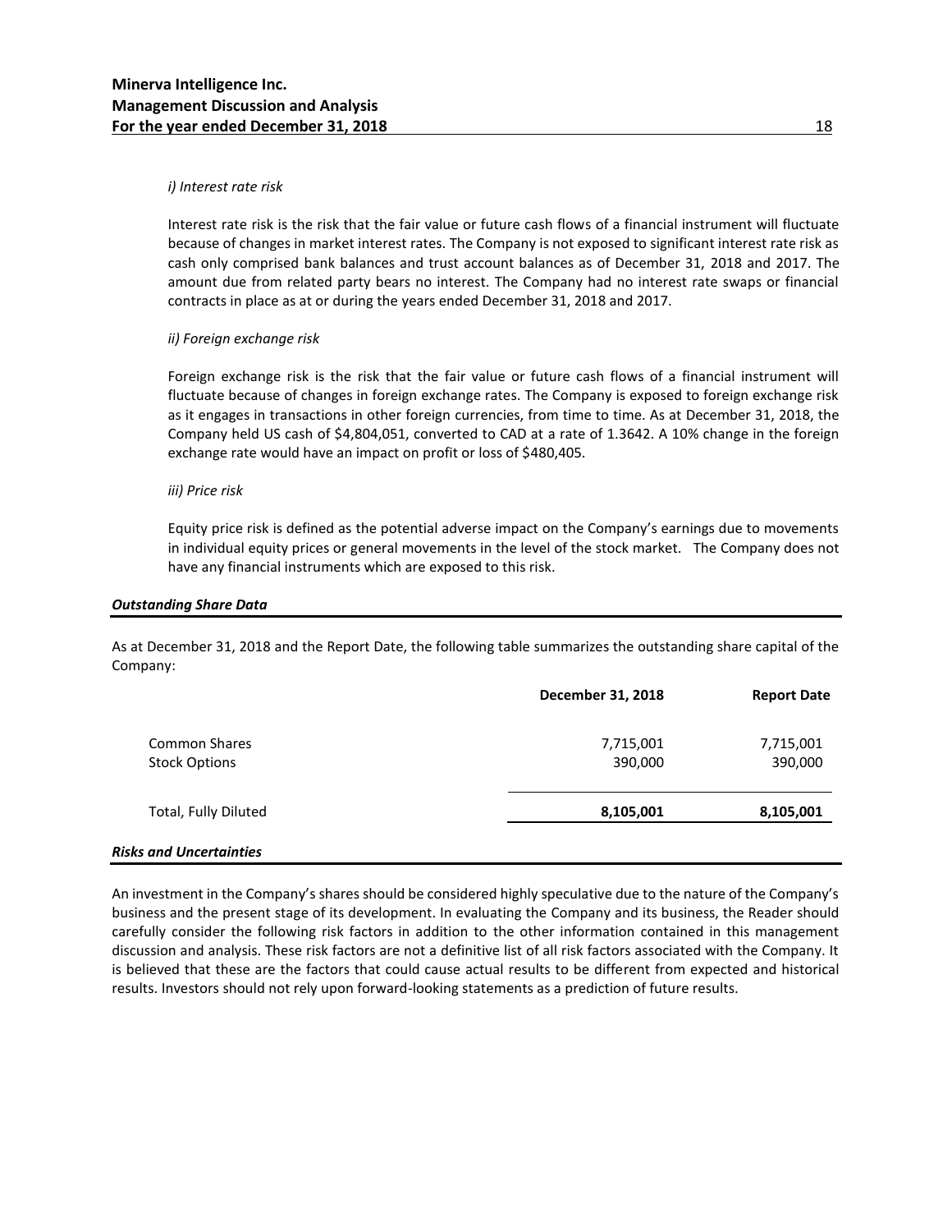*i) Interest rate risk*

Interest rate risk is the risk that the fair value or future cash flows of a financial instrument will fluctuate because of changes in market interest rates. The Company is not exposed to significant interest rate risk as cash only comprised bank balances and trust account balances as of December 31, 2018 and 2017. The amount due from related party bears no interest. The Company had no interest rate swaps or financial contracts in place as at or during the years ended December 31, 2018 and 2017.

*ii) Foreign exchange risk*

Foreign exchange risk is the risk that the fair value or future cash flows of a financial instrument will fluctuate because of changes in foreign exchange rates. The Company is exposed to foreign exchange risk as it engages in transactions in other foreign currencies, from time to time. As at December 31, 2018, the Company held US cash of $4,804,051, converted to CAD at a rate of 1.3642. A 10% change in the foreign exchange rate would have an impact on profit or loss of $480,405.

*iii) Price risk*

Equity price risk is defined as the potential adverse impact on the Company's earnings due to movements in individual equity prices or general movements in the level of the stock market. The Company does not have any financial instruments which are exposed to this risk.

## ***Outstanding Share Data***

As at December 31, 2018 and the Report Date, the following table summarizes the outstanding share capital of the Company:

| | December 31, 2018 | Report Date |
|---|---|---|
| Common Shares | 7,715,001 | 7,715,001 |
| Stock Options | 390,000 | 390,000 |
| Total, Fully Diluted | **8,105,001** | **8,105,001** |

## ***Risks and Uncertainties***

An investment in the Company's shares should be considered highly speculative due to the nature of the Company's business and the present stage of its development. In evaluating the Company and its business, the Reader should carefully consider the following risk factors in addition to the other information contained in this management discussion and analysis. These risk factors are not a definitive list of all risk factors associated with the Company. It is believed that these are the factors that could cause actual results to be different from expected and historical results. Investors should not rely upon forward-looking statements as a prediction of future results.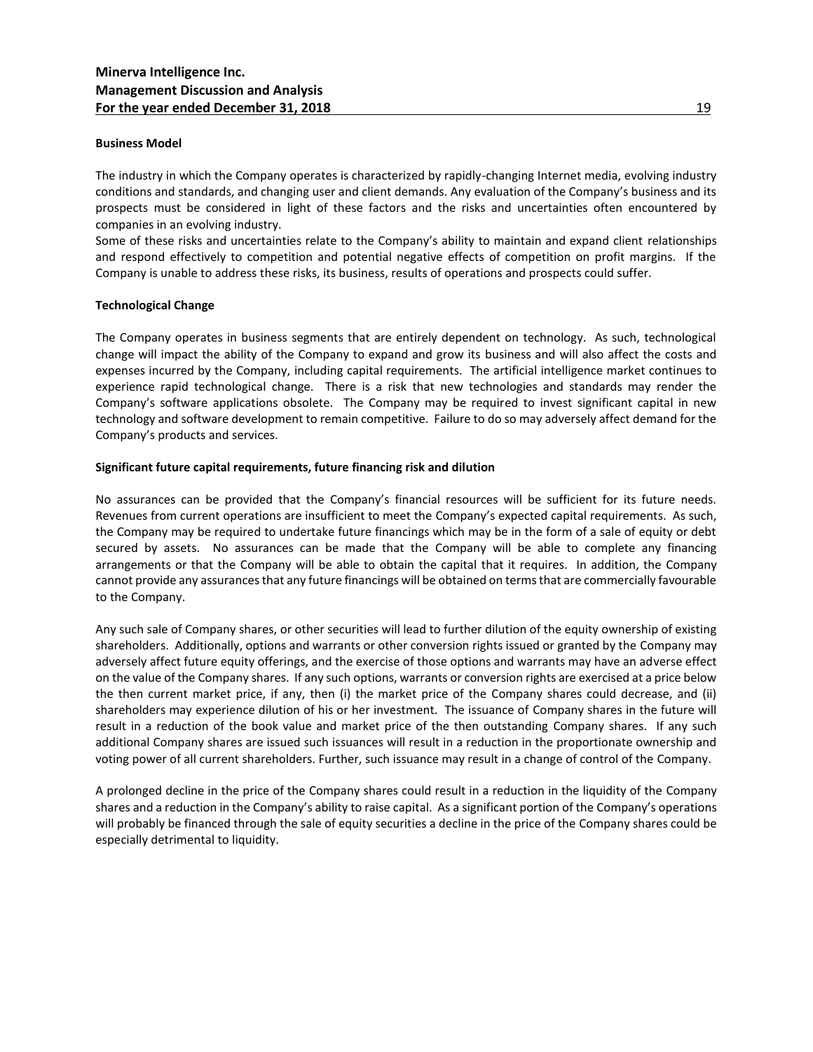**Business Model**

The industry in which the Company operates is characterized by rapidly-changing Internet media, evolving industry conditions and standards, and changing user and client demands. Any evaluation of the Company's business and its prospects must be considered in light of these factors and the risks and uncertainties often encountered by companies in an evolving industry.
Some of these risks and uncertainties relate to the Company's ability to maintain and expand client relationships and respond effectively to competition and potential negative effects of competition on profit margins. If the Company is unable to address these risks, its business, results of operations and prospects could suffer.

**Technological Change**

The Company operates in business segments that are entirely dependent on technology. As such, technological change will impact the ability of the Company to expand and grow its business and will also affect the costs and expenses incurred by the Company, including capital requirements. The artificial intelligence market continues to experience rapid technological change. There is a risk that new technologies and standards may render the Company's software applications obsolete. The Company may be required to invest significant capital in new technology and software development to remain competitive. Failure to do so may adversely affect demand for the Company's products and services.

**Significant future capital requirements, future financing risk and dilution**

No assurances can be provided that the Company's financial resources will be sufficient for its future needs. Revenues from current operations are insufficient to meet the Company's expected capital requirements. As such, the Company may be required to undertake future financings which may be in the form of a sale of equity or debt secured by assets. No assurances can be made that the Company will be able to complete any financing arrangements or that the Company will be able to obtain the capital that it requires. In addition, the Company cannot provide any assurances that any future financings will be obtained on terms that are commercially favourable to the Company.

Any such sale of Company shares, or other securities will lead to further dilution of the equity ownership of existing shareholders. Additionally, options and warrants or other conversion rights issued or granted by the Company may adversely affect future equity offerings, and the exercise of those options and warrants may have an adverse effect on the value of the Company shares. If any such options, warrants or conversion rights are exercised at a price below the then current market price, if any, then (i) the market price of the Company shares could decrease, and (ii) shareholders may experience dilution of his or her investment. The issuance of Company shares in the future will result in a reduction of the book value and market price of the then outstanding Company shares. If any such additional Company shares are issued such issuances will result in a reduction in the proportionate ownership and voting power of all current shareholders. Further, such issuance may result in a change of control of the Company.

A prolonged decline in the price of the Company shares could result in a reduction in the liquidity of the Company shares and a reduction in the Company's ability to raise capital. As a significant portion of the Company's operations will probably be financed through the sale of equity securities a decline in the price of the Company shares could be especially detrimental to liquidity.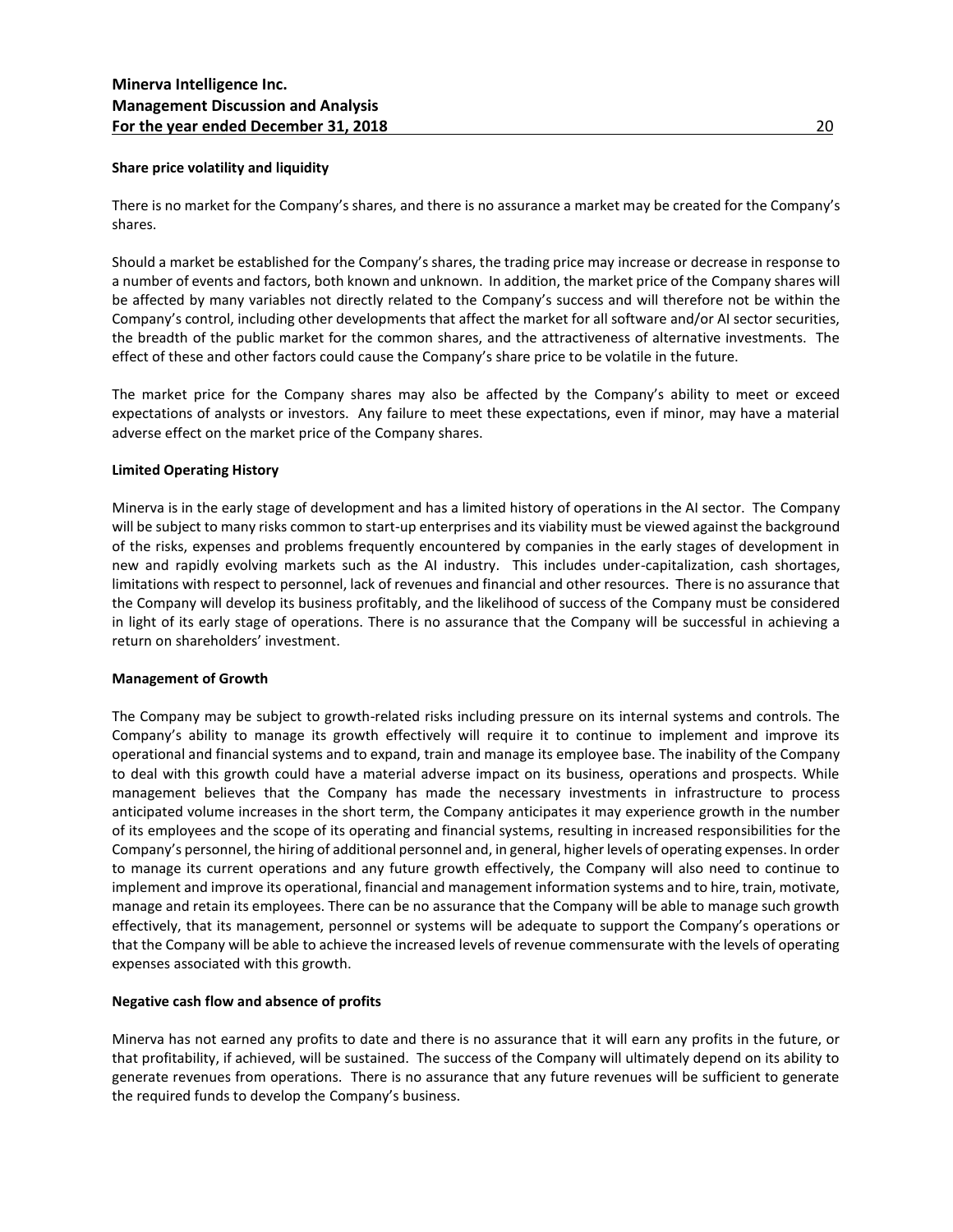**Share price volatility and liquidity**

There is no market for the Company's shares, and there is no assurance a market may be created for the Company's shares.

Should a market be established for the Company's shares, the trading price may increase or decrease in response to a number of events and factors, both known and unknown. In addition, the market price of the Company shares will be affected by many variables not directly related to the Company's success and will therefore not be within the Company's control, including other developments that affect the market for all software and/or AI sector securities, the breadth of the public market for the common shares, and the attractiveness of alternative investments. The effect of these and other factors could cause the Company's share price to be volatile in the future.

The market price for the Company shares may also be affected by the Company's ability to meet or exceed expectations of analysts or investors. Any failure to meet these expectations, even if minor, may have a material adverse effect on the market price of the Company shares.

**Limited Operating History**

Minerva is in the early stage of development and has a limited history of operations in the AI sector. The Company will be subject to many risks common to start-up enterprises and its viability must be viewed against the background of the risks, expenses and problems frequently encountered by companies in the early stages of development in new and rapidly evolving markets such as the AI industry. This includes under-capitalization, cash shortages, limitations with respect to personnel, lack of revenues and financial and other resources. There is no assurance that the Company will develop its business profitably, and the likelihood of success of the Company must be considered in light of its early stage of operations. There is no assurance that the Company will be successful in achieving a return on shareholders' investment.

**Management of Growth**

The Company may be subject to growth-related risks including pressure on its internal systems and controls. The Company's ability to manage its growth effectively will require it to continue to implement and improve its operational and financial systems and to expand, train and manage its employee base. The inability of the Company to deal with this growth could have a material adverse impact on its business, operations and prospects. While management believes that the Company has made the necessary investments in infrastructure to process anticipated volume increases in the short term, the Company anticipates it may experience growth in the number of its employees and the scope of its operating and financial systems, resulting in increased responsibilities for the Company's personnel, the hiring of additional personnel and, in general, higher levels of operating expenses. In order to manage its current operations and any future growth effectively, the Company will also need to continue to implement and improve its operational, financial and management information systems and to hire, train, motivate, manage and retain its employees. There can be no assurance that the Company will be able to manage such growth effectively, that its management, personnel or systems will be adequate to support the Company's operations or that the Company will be able to achieve the increased levels of revenue commensurate with the levels of operating expenses associated with this growth.

**Negative cash flow and absence of profits**

Minerva has not earned any profits to date and there is no assurance that it will earn any profits in the future, or that profitability, if achieved, will be sustained. The success of the Company will ultimately depend on its ability to generate revenues from operations. There is no assurance that any future revenues will be sufficient to generate the required funds to develop the Company's business.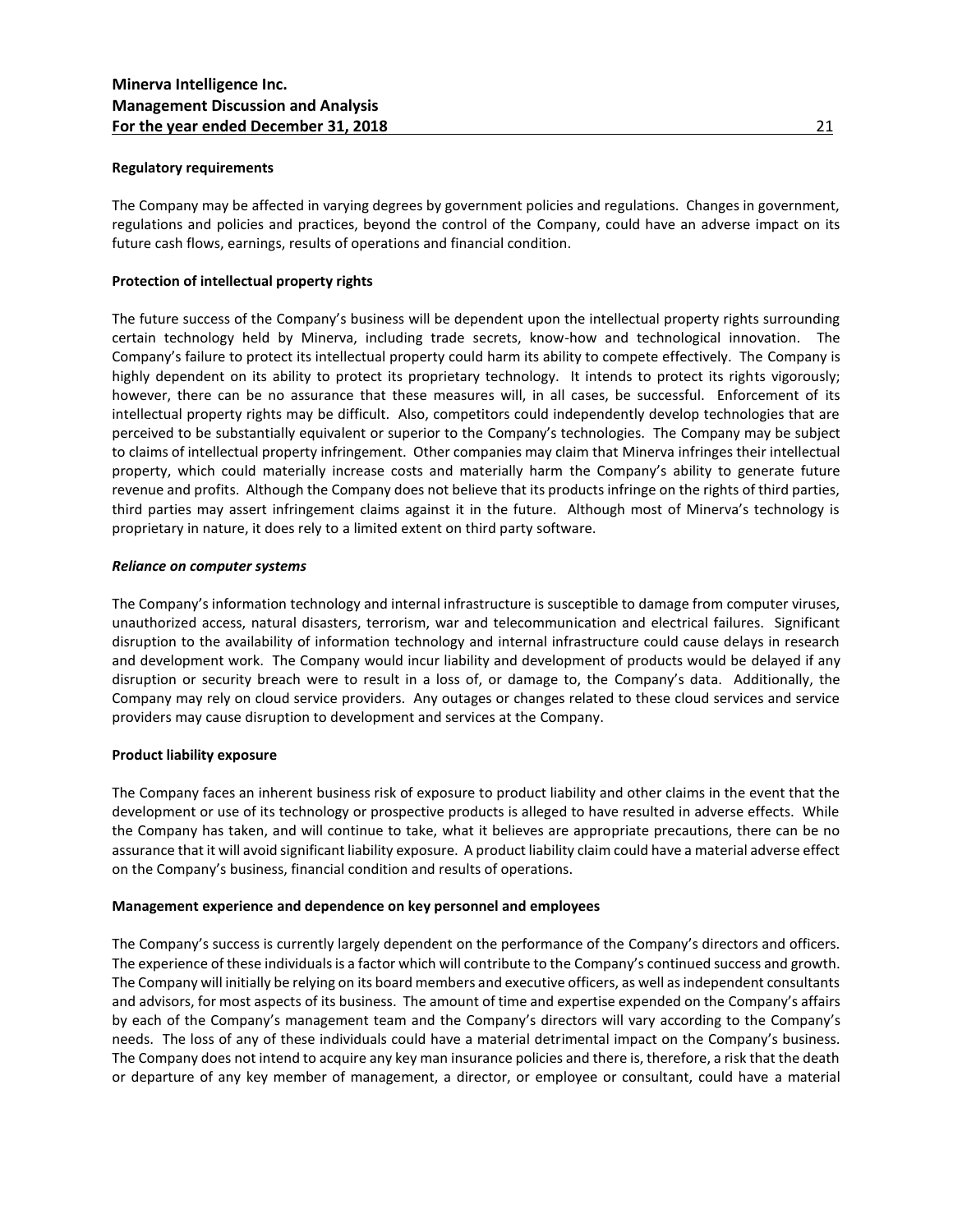**Regulatory requirements**

The Company may be affected in varying degrees by government policies and regulations. Changes in government, regulations and policies and practices, beyond the control of the Company, could have an adverse impact on its future cash flows, earnings, results of operations and financial condition.

**Protection of intellectual property rights**

The future success of the Company's business will be dependent upon the intellectual property rights surrounding certain technology held by Minerva, including trade secrets, know-how and technological innovation. The Company's failure to protect its intellectual property could harm its ability to compete effectively. The Company is highly dependent on its ability to protect its proprietary technology. It intends to protect its rights vigorously; however, there can be no assurance that these measures will, in all cases, be successful. Enforcement of its intellectual property rights may be difficult. Also, competitors could independently develop technologies that are perceived to be substantially equivalent or superior to the Company's technologies. The Company may be subject to claims of intellectual property infringement. Other companies may claim that Minerva infringes their intellectual property, which could materially increase costs and materially harm the Company's ability to generate future revenue and profits. Although the Company does not believe that its products infringe on the rights of third parties, third parties may assert infringement claims against it in the future. Although most of Minerva's technology is proprietary in nature, it does rely to a limited extent on third party software.

***Reliance on computer systems***

The Company's information technology and internal infrastructure is susceptible to damage from computer viruses, unauthorized access, natural disasters, terrorism, war and telecommunication and electrical failures. Significant disruption to the availability of information technology and internal infrastructure could cause delays in research and development work. The Company would incur liability and development of products would be delayed if any disruption or security breach were to result in a loss of, or damage to, the Company's data. Additionally, the Company may rely on cloud service providers. Any outages or changes related to these cloud services and service providers may cause disruption to development and services at the Company.

**Product liability exposure**

The Company faces an inherent business risk of exposure to product liability and other claims in the event that the development or use of its technology or prospective products is alleged to have resulted in adverse effects. While the Company has taken, and will continue to take, what it believes are appropriate precautions, there can be no assurance that it will avoid significant liability exposure. A product liability claim could have a material adverse effect on the Company's business, financial condition and results of operations.

**Management experience and dependence on key personnel and employees**

The Company's success is currently largely dependent on the performance of the Company's directors and officers. The experience of these individuals is a factor which will contribute to the Company's continued success and growth. The Company will initially be relying on its board members and executive officers, as well as independent consultants and advisors, for most aspects of its business. The amount of time and expertise expended on the Company's affairs by each of the Company's management team and the Company's directors will vary according to the Company's needs. The loss of any of these individuals could have a material detrimental impact on the Company's business. The Company does not intend to acquire any key man insurance policies and there is, therefore, a risk that the death or departure of any key member of management, a director, or employee or consultant, could have a material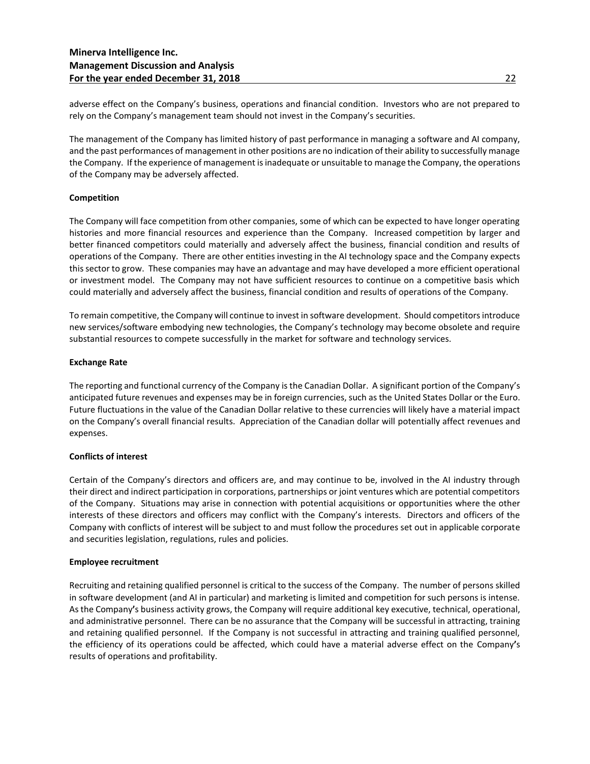adverse effect on the Company's business, operations and financial condition. Investors who are not prepared to rely on the Company's management team should not invest in the Company's securities.

The management of the Company has limited history of past performance in managing a software and AI company, and the past performances of management in other positions are no indication of their ability to successfully manage the Company. If the experience of management is inadequate or unsuitable to manage the Company, the operations of the Company may be adversely affected.

**Competition**

The Company will face competition from other companies, some of which can be expected to have longer operating histories and more financial resources and experience than the Company. Increased competition by larger and better financed competitors could materially and adversely affect the business, financial condition and results of operations of the Company. There are other entities investing in the AI technology space and the Company expects this sector to grow. These companies may have an advantage and may have developed a more efficient operational or investment model. The Company may not have sufficient resources to continue on a competitive basis which could materially and adversely affect the business, financial condition and results of operations of the Company.

To remain competitive, the Company will continue to invest in software development. Should competitors introduce new services/software embodying new technologies, the Company's technology may become obsolete and require substantial resources to compete successfully in the market for software and technology services.

**Exchange Rate**

The reporting and functional currency of the Company is the Canadian Dollar. A significant portion of the Company's anticipated future revenues and expenses may be in foreign currencies, such as the United States Dollar or the Euro. Future fluctuations in the value of the Canadian Dollar relative to these currencies will likely have a material impact on the Company's overall financial results. Appreciation of the Canadian dollar will potentially affect revenues and expenses.

**Conflicts of interest**

Certain of the Company's directors and officers are, and may continue to be, involved in the AI industry through their direct and indirect participation in corporations, partnerships or joint ventures which are potential competitors of the Company. Situations may arise in connection with potential acquisitions or opportunities where the other interests of these directors and officers may conflict with the Company's interests. Directors and officers of the Company with conflicts of interest will be subject to and must follow the procedures set out in applicable corporate and securities legislation, regulations, rules and policies.

**Employee recruitment**

Recruiting and retaining qualified personnel is critical to the success of the Company. The number of persons skilled in software development (and AI in particular) and marketing is limited and competition for such persons is intense. As the Company's business activity grows, the Company will require additional key executive, technical, operational, and administrative personnel. There can be no assurance that the Company will be successful in attracting, training and retaining qualified personnel. If the Company is not successful in attracting and training qualified personnel, the efficiency of its operations could be affected, which could have a material adverse effect on the Company's results of operations and profitability.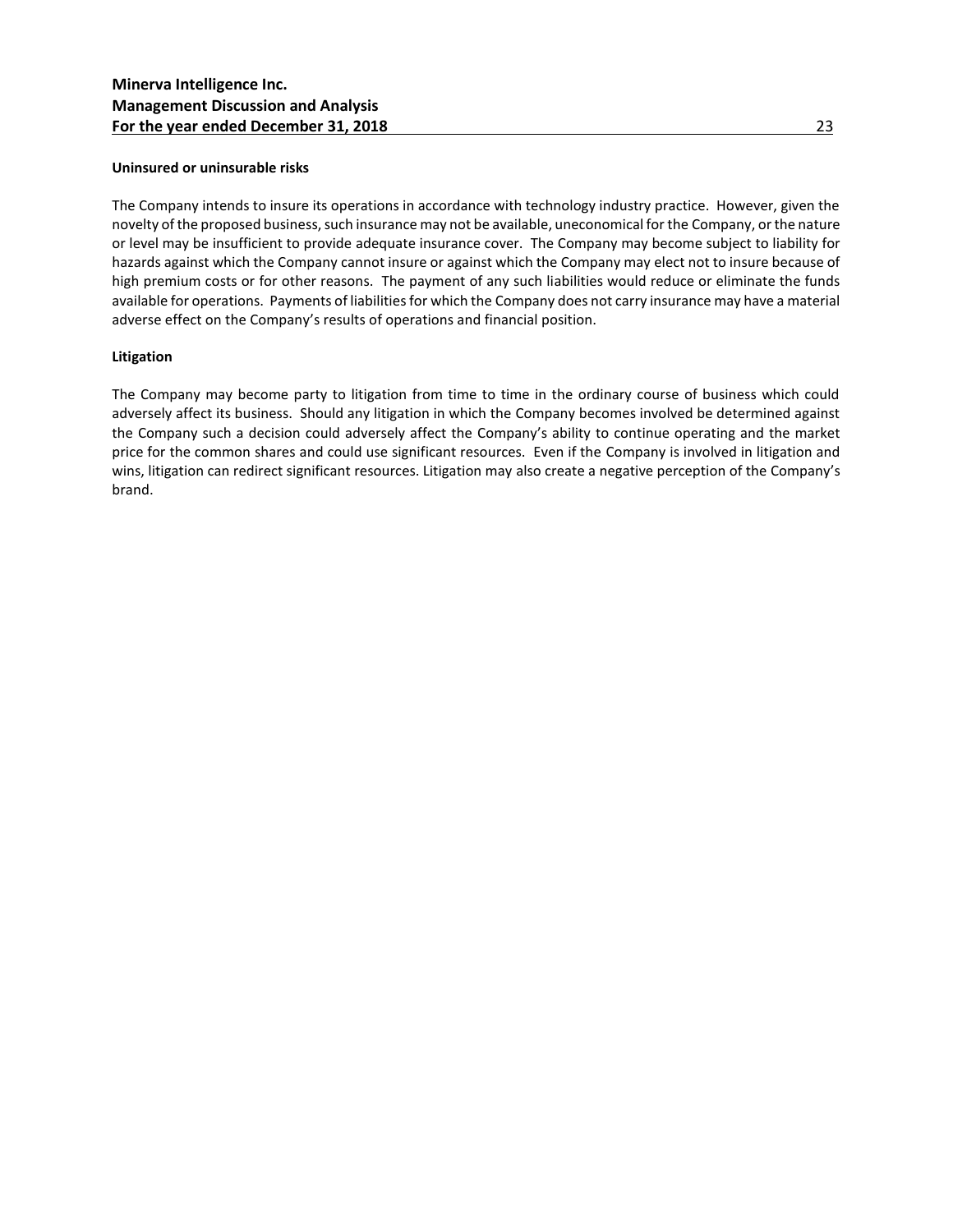**Uninsured or uninsurable risks**

The Company intends to insure its operations in accordance with technology industry practice. However, given the novelty of the proposed business, such insurance may not be available, uneconomical for the Company, or the nature or level may be insufficient to provide adequate insurance cover. The Company may become subject to liability for hazards against which the Company cannot insure or against which the Company may elect not to insure because of high premium costs or for other reasons. The payment of any such liabilities would reduce or eliminate the funds available for operations. Payments of liabilities for which the Company does not carry insurance may have a material adverse effect on the Company's results of operations and financial position.

**Litigation**

The Company may become party to litigation from time to time in the ordinary course of business which could adversely affect its business. Should any litigation in which the Company becomes involved be determined against the Company such a decision could adversely affect the Company's ability to continue operating and the market price for the common shares and could use significant resources. Even if the Company is involved in litigation and wins, litigation can redirect significant resources. Litigation may also create a negative perception of the Company's brand.